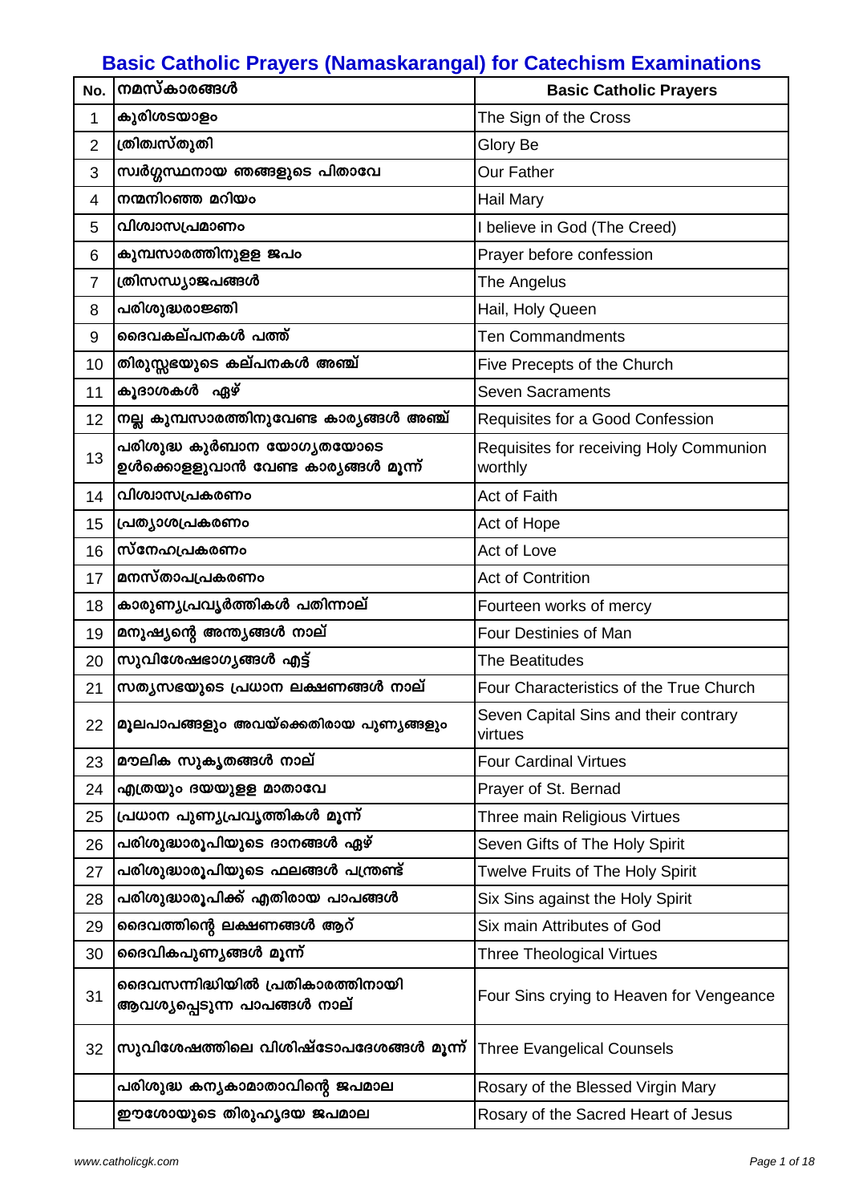# Basic Catholic Prayers (Namaskarangal) for Catechism Examinations

| No. | നമസ്കാരങ്ങൾ | Basic Catholic Prayers |
|---|---|---|
| 1 | കുരിശടയാളം | The Sign of the Cross |
| 2 | ത്രിത്വസ്തുതി | Glory Be |
| 3 | സ്വർഗ്ഗസ്ഥനായ ഞങ്ങളുടെ പിതാവേ | Our Father |
| 4 | നന്മനിറഞ്ഞ മറിയം | Hail Mary |
| 5 | വിശ്വാസപ്രമാണം | I believe in God (The Creed) |
| 6 | കുമ്പസാരത്തിനുള്ള ജപം | Prayer before confession |
| 7 | ത്രിസന്ധ്യാജപങ്ങൾ | The Angelus |
| 8 | പരിശുദ്ധരാജ്ഞി | Hail, Holy Queen |
| 9 | ദൈവകല്പനകൾ പത്ത് | Ten Commandments |
| 10 | തിരുസ്സഭയുടെ കല്പനകൾ അഞ്ച് | Five Precepts of the Church |
| 11 | കൂദാശകൾ ഏഴ് | Seven Sacraments |
| 12 | നല്ല കുമ്പസാരത്തിനുവേണ്ട കാര്യങ്ങൾ അഞ്ച് | Requisites for a Good Confession |
| 13 | പരിശുദ്ധ കുർബാന യോഗ്യതയോടെ ഉൾക്കൊള്ളുവാൻ വേണ്ട കാര്യങ്ങൾ മൂന്ന് | Requisites for receiving Holy Communion worthly |
| 14 | വിശ്വാസപ്രകരണം | Act of Faith |
| 15 | പ്രത്യാശപ്രകരണം | Act of Hope |
| 16 | സ്നേഹപ്രകരണം | Act of Love |
| 17 | മനസ്താപപ്രകരണം | Act of Contrition |
| 18 | കാരുണ്യപ്രവൃർത്തികൾ പതിന്നാല് | Fourteen works of mercy |
| 19 | മനുഷ്യന്റെ അന്ത്യങ്ങൾ നാല് | Four Destinies of Man |
| 20 | സുവിശേഷഭാഗ്യങ്ങൾ എട്ട് | The Beatitudes |
| 21 | സത്യസഭയുടെ പ്രധാന ലക്ഷണങ്ങൾ നാല് | Four Characteristics of the True Church |
| 22 | മൂലപാപങ്ങളും അവയ്ക്കെതിരായ പുണ്യങ്ങളും | Seven Capital Sins and their contrary virtues |
| 23 | മൗലിക സുകൃതങ്ങൾ നാല് | Four Cardinal Virtues |
| 24 | എത്രയും ദയയുള്ള മാതാവേ | Prayer of St. Bernad |
| 25 | പ്രധാന പുണ്യപ്രവൃത്തികൾ മൂന്ന് | Three main Religious Virtues |
| 26 | പരിശുദ്ധാരൂപിയുടെ ദാനങ്ങൾ ഏഴ് | Seven Gifts of The Holy Spirit |
| 27 | പരിശുദ്ധാരൂപിയുടെ ഫലങ്ങൾ പന്ത്രണ്ട് | Twelve Fruits of The Holy Spirit |
| 28 | പരിശുദ്ധാരൂപിക്ക് എതിരായ പാപങ്ങൾ | Six Sins against the Holy Spirit |
| 29 | ദൈവത്തിന്റെ ലക്ഷണങ്ങൾ ആറ് | Six main Attributes of God |
| 30 | ദൈവികപുണ്യങ്ങൾ മൂന്ന് | Three Theological Virtues |
| 31 | ദൈവസന്നിദ്ധിയിൽ പ്രതികാരത്തിനായി ആവശ്യപ്പെടുന്ന പാപങ്ങൾ നാല് | Four Sins crying to Heaven for Vengeance |
| 32 | സുവിശേഷത്തിലെ വിശിഷ്ടോപദേശങ്ങൾ മൂന്ന് | Three Evangelical Counsels |
| | പരിശുദ്ധ കന്യകാമാതാവിന്റെ ജപമാല | Rosary of the Blessed Virgin Mary |
| | ഈശോയുടെ തിരുഹൃദയ ജപമാല | Rosary of the Sacred Heart of Jesus |

www.catholicgk.com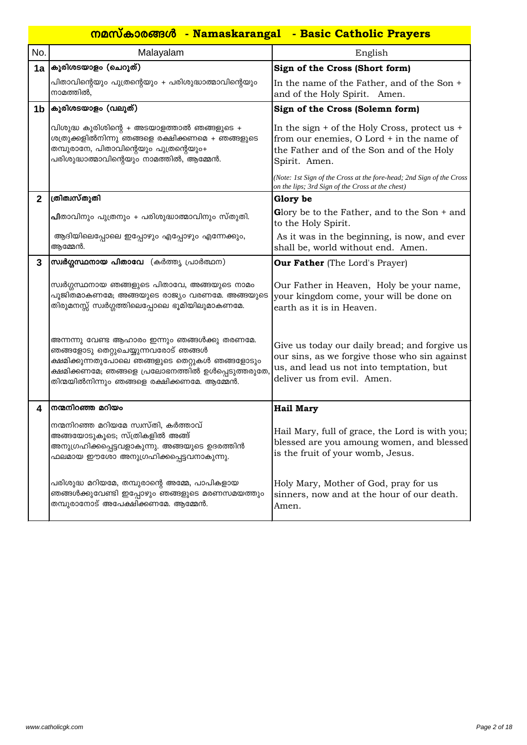# നമസ്കാരങ്ങൾ - Namaskarangal - Basic Catholic Prayers

| No. | Malayalam | English |
|---|---|---|
| 1a | **കുരിശടയാളം (ചെറുത്)** | **Sign of the Cross (Short form)** |
| | പിതാവിന്റെയും പുത്രന്റെയും + പരിശുദ്ധാത്മാവിന്റെയും നാമത്തിൽ, | In the name of the Father, and of the Son + and of the Holy Spirit. Amen. |
| 1b | **കുരിശടയാളം (വലുത്)** | **Sign of the Cross (Solemn form)** |
| | വിശുദ്ധ കുരിശിന്റെ + അടയാളത്താൽ ഞങ്ങളുടെ + ശത്രുക്കളിൽനിന്നു ഞങ്ങളെ രക്ഷിക്കണമെ + ഞങ്ങളുടെ തമ്പുരാനേ, പിതാവിന്റെയും പുത്രന്റെയും+ പരിശുദ്ധാത്മാവിന്റെയും നാമത്തിൽ, ആമ്മേൻ. | In the sign + of the Holy Cross, protect us + from our enemies, O Lord + in the name of the Father and of the Son and of the Holy Spirit. Amen. |
| | | *(Note: 1st Sign of the Cross at the fore-head; 2nd Sign of the Cross on the lips; 3rd Sign of the Cross at the chest)* |
| 2 | **ത്രിത്വസ്തുതി** | **Glory be** |
| | **പി**താവിനും പുത്രനും + പരിശുദ്ധാത്മാവിനും സ്തുതി. | **G**lory be to the Father, and to the Son + and to the Holy Spirit. |
| | ആദിയിലെപ്പോലെ ഇപ്പോഴും എപ്പോഴും എന്നേക്കും, ആമ്മേൻ. | As it was in the beginning, is now, and ever shall be, world without end. Amen. |
| 3 | **സ്വർഗ്ഗസ്ഥനായ പിതാവേ** (കർത്തൃ പ്രാർത്ഥന) | **Our Father** (The Lord's Prayer) |
| | സ്വർഗ്ഗസ്ഥനായ ഞങ്ങളുടെ പിതാവേ, അങ്ങയുടെ നാമം പൂജിതമാകണമേ; അങ്ങയുടെ രാജ്യം വരണമേ. അങ്ങയുടെ തിരുമനസ്സ് സ്വർഗ്ഗത്തിലെപ്പോലെ ഭൂമിയിലുമാകണമേ. | Our Father in Heaven, Holy be your name, your kingdom come, your will be done on earth as it is in Heaven. |
| | അന്നന്നു വേണ്ട ആഹാരം ഇന്നും ഞങ്ങൾക്കു തരണമേ. ഞങ്ങളോടു തെറ്റുചെയ്യുന്നവരോട് ഞങ്ങൾ ക്ഷമിക്കുന്നതുപോലെ ഞങ്ങളുടെ തെറ്റുകൾ ഞങ്ങളോടും ക്ഷമിക്കണമേ; ഞങ്ങളെ പ്രലോഭനത്തിൽ ഉൾപ്പെടുത്തരുതേ, തിന്മയിൽനിന്നും ഞങ്ങളെ രക്ഷിക്കണമേ. ആമ്മേൻ. | Give us today our daily bread; and forgive us our sins, as we forgive those who sin against us, and lead us not into temptation, but deliver us from evil. Amen. |
| 4 | **നന്മനിറഞ്ഞ മറിയം** | **Hail Mary** |
| | നന്മനിറഞ്ഞ മറിയമേ സ്വസ്തി, കർത്താവ് അങ്ങയോടുകൂടെ; സ്ത്രീകളിൽ അങ്ങ് അനുഗ്രഹിക്കപ്പെട്ടവളാകുന്നു. അങ്ങയുടെ ഉദരത്തിൻ ഫലമായ ഈശോ അനുഗ്രഹിക്കപ്പെട്ടവനാകുന്നു. | Hail Mary, full of grace, the Lord is with you; blessed are you amoung women, and blessed is the fruit of your womb, Jesus. |
| | പരിശുദ്ധ മറിയമേ, തമ്പുരാന്റെ അമ്മേ, പാപികളായ ഞങ്ങൾക്കുവേണ്ടി ഇപ്പോഴും ഞങ്ങളുടെ മരണസമയത്തും തമ്പുരാനോട് അപേക്ഷിക്കണമേ. ആമ്മേൻ. | Holy Mary, Mother of God, pray for us sinners, now and at the hour of our death. Amen. |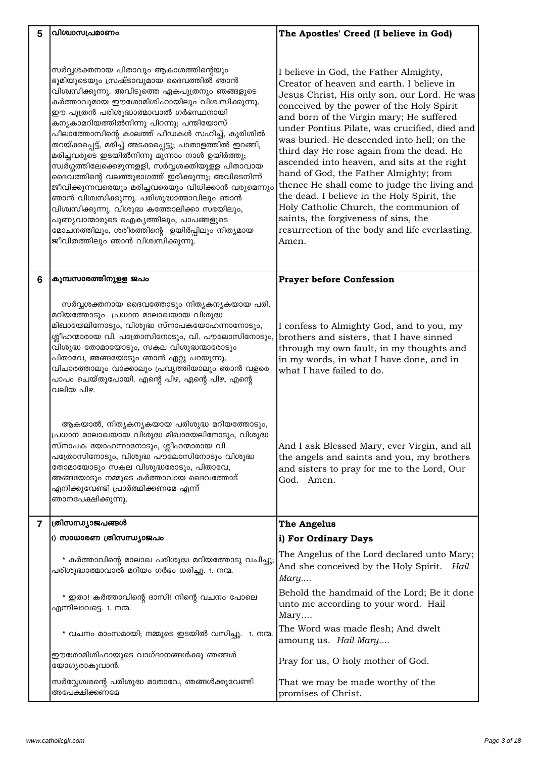| 5 | വിശ്വാസപ്രമാണം | The Apostles' Creed (I believe in God) |
|---|---|---|
| | സർവ്വശക്തനായ പിതാവും ആകാശത്തിന്റെയും ഭൂമിയുടെയും സ്രഷ്ടാവുമായ ദൈവത്തിൽ ഞാൻ വിശ്വസിക്കുന്നു. അവിടുത്തെ ഏകപുത്രനും ഞങ്ങളുടെ കർത്താവുമായ ഈശോമിശിഹായിലും വിശ്വസിക്കുന്നു. ഈ പുത്രൻ പരിശുദ്ധാത്മാവാൽ ഗർഭസ്ഥനായി കന്യകാമറിയത്തിൽനിന്നു പിറന്നു; പന്തിയോസ് പീലാത്തോസിന്റെ കാലത്ത് പീഡകൾ സഹിച്ച്, കുരിശിൽ തറയ്ക്കപ്പെട്ട്, മരിച്ച് അടക്കപ്പെട്ടു; പാതാളത്തിൽ ഇറങ്ങി, മരിച്ചവരുടെ ഇടയിൽനിന്നു മൂന്നാം നാൾ ഉയിർത്തു; സ്വർഗ്ഗത്തിലേക്കെഴുന്നള്ളി, സർവ്വശക്തിയുള്ള പിതാവായ ദൈവത്തിന്റെ വലത്തുഭാഗത്ത് ഇരിക്കുന്നു; അവിടെനിന്ന് ജീവിക്കുന്നവരെയും മരിച്ചവരെയും വിധിക്കാൻ വരുമെന്നും ഞാൻ വിശ്വസിക്കുന്നു. പരിശുദ്ധാത്മാവിലും ഞാൻ വിശ്വസിക്കുന്നു. വിശുദ്ധ കത്തോലിക്കാ സഭയിലും, പുണ്യവാന്മാരുടെ ഐക്യത്തിലും, പാപങ്ങളുടെ മോചനത്തിലും, ശരീരത്തിന്റെ ഉയിർപ്പിലും നിത്യമായ ജീവിതത്തിലും ഞാൻ വിശ്വസിക്കുന്നു. | I believe in God, the Father Almighty, Creator of heaven and earth. I believe in Jesus Christ, His only son, our Lord. He was conceived by the power of the Holy Spirit and born of the Virgin mary; He suffered under Pontius Pilate, was crucified, died and was buried. He descended into hell; on the third day He rose again from the dead. He ascended into heaven, and sits at the right hand of God, the Father Almighty; from thence He shall come to judge the living and the dead. I believe in the Holy Spirit, the Holy Catholic Church, the communion of saints, the forgiveness of sins, the resurrection of the body and life everlasting. Amen. |
| 6 | കുമ്പസാരത്തിനുള്ള ജപം | Prayer before Confession |
| | സർവ്വശക്തനായ ദൈവത്തോടും നിത്യകന്യകയായ പരി. മറിയത്തോടും പ്രധാന മാലാഖയായ വിശുദ്ധ മിഖായേലിനോടും, വിശുദ്ധ സ്നാപകയോഹന്നാനോടും, ശ്ലീഹന്മാരായ വി. പത്രോസിനോടും, വി. പൗലോസിനോടും, വിശുദ്ധ തോമായോടും, സകല വിശുദ്ധന്മാരോടും പിതാവേ, അങ്ങയോടും ഞാൻ ഏറ്റു പറയുന്നു. വിചാരത്താലും വാക്കാലും പ്രവൃത്തിയാലും ഞാൻ വളരെ പാപം ചെയ്തുപോയി. എന്റെ പിഴ, എന്റെ പിഴ, എന്റെ വലിയ പിഴ. | I confess to Almighty God, and to you, my brothers and sisters, that I have sinned through my own fault, in my thoughts and in my words, in what I have done, and in what I have failed to do. |
| | ആകയാൽ, നിത്യകന്യകയായ പരിശുദ്ധ മറിയത്തോടും, പ്രധാന മാലാഖയായ വിശുദ്ധ മിഖായേലിനോടും, വിശുദ്ധ സ്നാപക യോഹന്നാനോടും, ശ്ലീഹന്മാരായ വി. പത്രോസിനോടും, വിശുദ്ധ പൗലോസിനോടും വിശുദ്ധ തോമായോടും സകല വിശുദ്ധരോടും, പിതാവേ, അങ്ങയോടും നമ്മുടെ കർത്താവായ ദൈവത്തോട് എനിക്കുവേണ്ടി പ്രാർത്ഥിക്കണമേ എന്ന് ഞാനപേക്ഷിക്കുന്നു. | And I ask Blessed Mary, ever Virgin, and all the angels and saints and you, my brothers and sisters to pray for me to the Lord, Our God. Amen. |
| 7 | ത്രിസന്ധ്യാജപങ്ങൾ | **The Angelus** |
| | i) സാധാരണ ത്രിസന്ധ്യാജപം | **i) For Ordinary Days** |
| | * കർത്താവിന്റെ മാലാഖ പരിശുദ്ധ മറിയത്തോടു വചിച്ചു; പരിശുദ്ധാത്മാവാൽ മറിയം ഗർഭം ധരിച്ചു. 1. നന്മ. | The Angelus of the Lord declared unto Mary; And she conceived by the Holy Spirit. *Hail Mary....* |
| | * ഇതാ! കർത്താവിന്റെ ദാസി! നിന്റെ വചനം പോലെ എന്നിലാവട്ടെ. 1. നന്മ. | Behold the handmaid of the Lord; Be it done unto me according to your word. Hail Mary.... |
| | * വചനം മാംസമായി; നമ്മുടെ ഇടയിൽ വസിച്ചു. 1. നന്മ. | The Word was made flesh; And dwelt amoung us. *Hail Mary....* |
| | ഈശോമിശിഹായുടെ വാഗ്ദാനങ്ങൾക്കു ഞങ്ങൾ യോഗ്യരാകുവാൻ. | Pray for us, O holy mother of God. |
| | സർവ്വേശ്വരന്റെ പരിശുദ്ധ മാതാവേ, ഞങ്ങൾക്കുവേണ്ടി അപേക്ഷിക്കണമേ | That we may be made worthy of the promises of Christ. |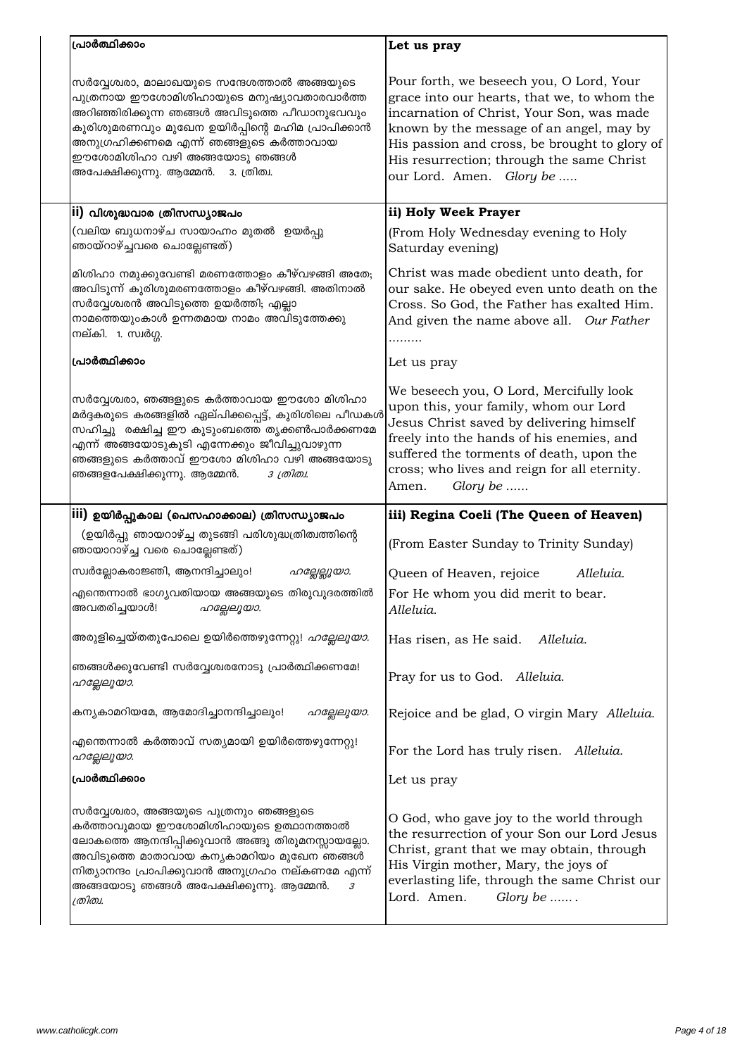| പ്രാർത്ഥിക്കാം | Let us pray |
|---|---|
| സർവ്വേശ്വരാ, മാലാഖയുടെ സന്ദേശത്താൽ അങ്ങയുടെ പുത്രനായ ഈശോമിശിഹായുടെ മനുഷ്യാവതാരവാർത്ത അറിഞ്ഞിരിക്കുന്ന ഞങ്ങൾ അവിടുത്തെ പീഡാനുഭവവും കുരിശുമരണവും മുഖേന ഉയിർപ്പിന്റെ മഹിമ പ്രാപിക്കാൻ അനുഗ്രഹിക്കണമെ എന്ന് ഞങ്ങളുടെ കർത്താവായ ഈശോമിശിഹാ വഴി അങ്ങയോടു ഞങ്ങൾ അപേക്ഷിക്കുന്നു. ആമ്മേൻ. 3. ത്രിത്വ. | Pour forth, we beseech you, O Lord, Your grace into our hearts, that we, to whom the incarnation of Christ, Your Son, was made known by the message of an angel, may by His passion and cross, be brought to glory of His resurrection; through the same Christ our Lord. Amen. *Glory be .....* |
| **ii) വിശുദ്ധവാര ത്രിസന്ധ്യാജപം** | **ii) Holy Week Prayer** |
| (വലിയ ബുധനാഴ്ച സായാഹ്നം മുതൽ ഉയർപ്പു ഞായറാഴ്ച്ചവരെ ചൊല്ലേണ്ടത്) | (From Holy Wednesday evening to Holy Saturday evening) |
| മിശിഹാ നമുക്കുവേണ്ടി മരണത്തോളം കീഴ്വഴങ്ങി അതേ; അവിടുന്ന് കുരിശുമരണത്തോളം കീഴ്വഴങ്ങി. അതിനാൽ സർവ്വേശ്വരൻ അവിടുത്തെ ഉയർത്തി; എല്ലാ നാമത്തെയുംകാൾ ഉന്നതമായ നാമം അവിടുത്തേക്കു നല്കി. 1. സ്വർഗ്ഗ. | Christ was made obedient unto death, for our sake. He obeyed even unto death on the Cross. So God, the Father has exalted Him. And given the name above all. *Our Father .........* |
| പ്രാർത്ഥിക്കാം | Let us pray |
| സർവ്വേശ്വരാ, ഞങ്ങളുടെ കർത്താവായ ഈശോ മിശിഹാ മർദ്ദകരുടെ കരങ്ങളിൽ ഏല്പിക്കപ്പെട്ട്, കുരിശിലെ പീഡകൾ സഹിച്ചു രക്ഷിച്ച ഈ കുടുംബത്തെ തൃക്കൺപാർക്കണമേ എന്ന് അങ്ങയോടുകൂടി എന്നേക്കും ജീവിച്ചുവാഴുന്ന ഞങ്ങളുടെ കർത്താവ് ഈശോ മിശിഹാ വഴി അങ്ങയോടു ഞങ്ങളപേക്ഷിക്കുന്നു. ആമ്മേൻ. *3 ത്രിത്വ.* | We beseech you, O Lord, Mercifully look upon this, your family, whom our Lord Jesus Christ saved by delivering himself freely into the hands of his enemies, and suffered the torments of death, upon the cross; who lives and reign for all eternity. Amen. *Glory be ......* |
| **iii) ഉയിർപ്പുകാല (പെസഹാക്കാല) ത്രിസന്ധ്യാജപം** | **iii) Regina Coeli (The Queen of Heaven)** |
| (ഉയിർപ്പു ഞായറാഴ്ച്ച തുടങ്ങി പരിശുദ്ധത്രിത്വത്തിന്റെ ഞായാറാഴ്ച്ച വരെ ചൊല്ലേണ്ടത്) | (From Easter Sunday to Trinity Sunday) |
| സ്വർല്ലോകരാജ്ഞി, ആനന്ദിച്ചാലും! *ഹല്ലേലൂയാ.* | Queen of Heaven, rejoice *Alleluia.* |
| എന്തെന്നാൽ ഭാഗ്യവതിയായ അങ്ങയുടെ തിരുവുദരത്തിൽ അവതരിച്ചയാൾ! *ഹല്ലേലൂയാ.* | For He whom you did merit to bear. *Alleluia.* |
| അരുളിച്ചെയ്തതുപോലെ ഉയിർത്തെഴുന്നേറ്റു! *ഹല്ലേലൂയാ.* | Has risen, as He said. *Alleluia.* |
| ഞങ്ങൾക്കുവേണ്ടി സർവ്വേശ്വരനോടു പ്രാർത്ഥിക്കണമേ! *ഹല്ലേലൂയാ.* | Pray for us to God. *Alleluia.* |
| കന്യകാമറിയമേ, ആമോദിച്ചാനന്ദിച്ചാലും! *ഹല്ലേലൂയാ.* | Rejoice and be glad, O virgin Mary *Alleluia.* |
| എന്തെന്നാൽ കർത്താവ് സത്യമായി ഉയിർത്തെഴുന്നേറ്റു! *ഹല്ലേലൂയാ.* | For the Lord has truly risen. *Alleluia.* |
| പ്രാർത്ഥിക്കാം | Let us pray |
| സർവ്വേശ്വരാ, അങ്ങയുടെ പുത്രനും ഞങ്ങളുടെ കർത്താവുമായ ഈശോമിശിഹായുടെ ഉത്ഥാനത്താൽ ലോകത്തെ ആനന്ദിപ്പിക്കുവാൻ അങ്ങു തിരുമനസ്സായല്ലോ. അവിടുത്തെ മാതാവായ കന്യകാമറിയം മുഖേന ഞങ്ങൾ നിത്യാനന്ദം പ്രാപിക്കുവാൻ അനുഗ്രഹം നല്കണമേ എന്ന് അങ്ങയോടു ഞങ്ങൾ അപേക്ഷിക്കുന്നു. ആമ്മേൻ. *3 ത്രിത്വ.* | O God, who gave joy to the world through the resurrection of your Son our Lord Jesus Christ, grant that we may obtain, through His Virgin mother, Mary, the joys of everlasting life, through the same Christ our Lord. Amen. *Glory be ......* . |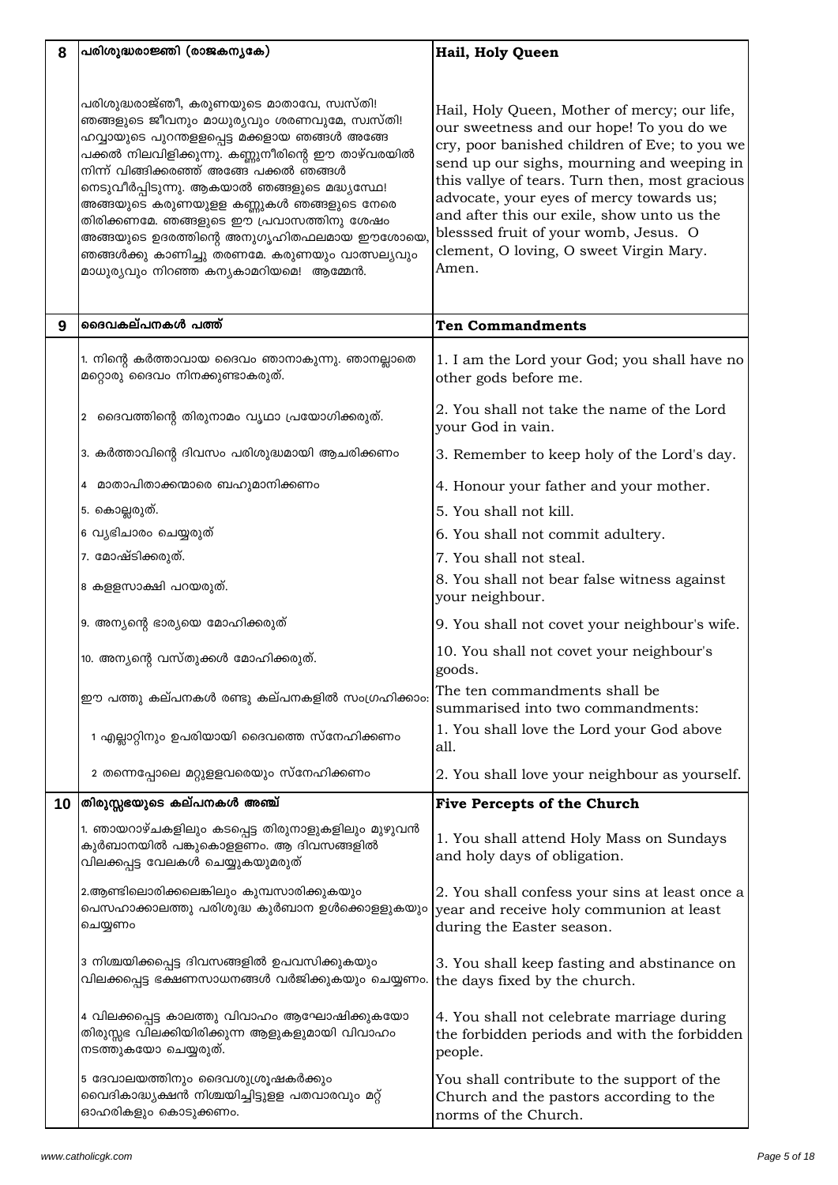| 8 | പരിശുദ്ധരാജ്ഞി (രാജകന്യകേ) | Hail, Holy Queen |
|---|---|---|
| | പരിശുദ്ധരാജ്ഞീ, കരുണയുടെ മാതാവേ, സ്വസ്തി! ഞങ്ങളുടെ ജീവനും മാധുര്യവും ശരണവുമേ, സ്വസ്തി! ഹവ്വായുടെ പുറന്തള്ളപ്പെട്ട മക്കളായ ഞങ്ങൾ അങ്ങേ പക്കൽ നിലവിളിക്കുന്നു. കണ്ണുനീരിന്റെ ഈ താഴ്വരയിൽ നിന്ന് വിങ്ങിക്കരഞ്ഞ് അങ്ങേ പക്കൽ ഞങ്ങൾ നെടുവീർപ്പിടുന്നു. ആകയാൽ ഞങ്ങളുടെ മദ്ധ്യസ്ഥേ! അങ്ങയുടെ കരുണയുള്ള കണ്ണുകൾ ഞങ്ങളുടെ നേരെ തിരിക്കണമേ. ഞങ്ങളുടെ ഈ പ്രവാസത്തിനു ശേഷം അങ്ങയുടെ ഉദരത്തിന്റെ അനുഗൃഹീതഫലമായ ഈശോയെ, ഞങ്ങൾക്കു കാണിച്ചു തരണമേ. കരുണയും വാത്സല്യവും മാധുര്യവും നിറഞ്ഞ കന്യകാമറിയമേ! ആമ്മേൻ. | Hail, Holy Queen, Mother of mercy; our life, our sweetness and our hope! To you do we cry, poor banished children of Eve; to you we send up our sighs, mourning and weeping in this vallye of tears. Turn then, most gracious advocate, your eyes of mercy towards us; and after this our exile, show unto us the blesssed fruit of your womb, Jesus. O clement, O loving, O sweet Virgin Mary. Amen. |
| 9 | ദൈവകല്പനകൾ പത്ത് | Ten Commandments |
| | 1. നിന്റെ കർത്താവായ ദൈവം ഞാനാകുന്നു. ഞാനല്ലാതെ മറ്റൊരു ദൈവം നിനക്കുണ്ടാകരുത്. | 1. I am the Lord your God; you shall have no other gods before me. |
| | 2 ദൈവത്തിന്റെ തിരുനാമം വൃഥാ പ്രയോഗിക്കരുത്. | 2. You shall not take the name of the Lord your God in vain. |
| | 3. കർത്താവിന്റെ ദിവസം പരിശുദ്ധമായി ആചരിക്കണം | 3. Remember to keep holy of the Lord's day. |
| | 4 മാതാപിതാക്കന്മാരെ ബഹുമാനിക്കണം | 4. Honour your father and your mother. |
| | 5. കൊല്ലരുത്. | 5. You shall not kill. |
| | 6 വ്യഭിചാരം ചെയ്യരുത് | 6. You shall not commit adultery. |
| | 7. മോഷ്ടിക്കരുത്. | 7. You shall not steal. |
| | 8 കള്ളസാക്ഷി പറയരുത്. | 8. You shall not bear false witness against your neighbour. |
| | 9. അന്യന്റെ ഭാര്യയെ മോഹിക്കരുത് | 9. You shall not covet your neighbour's wife. |
| | 10. അന്യന്റെ വസ്തുക്കൾ മോഹിക്കരുത്. | 10. You shall not covet your neighbour's goods. |
| | ഈ പത്തു കല്പനകൾ രണ്ടു കല്പനകളിൽ സംഗ്രഹിക്കാം: | The ten commandments shall be summarised into two commandments: |
| | 1 എല്ലാറ്റിനും ഉപരിയായി ദൈവത്തെ സ്നേഹിക്കണം | 1. You shall love the Lord your God above all. |
| | 2 തന്നെപ്പോലെ മറ്റുള്ളവരെയും സ്നേഹിക്കണം | 2. You shall love your neighbour as yourself. |
| 10 | തിരുസ്സഭയുടെ കല്പനകൾ അഞ്ച് | Five Percepts of the Church |
| | 1. ഞായറാഴ്ചകളിലും കടപ്പെട്ട തിരുനാളുകളിലും മുഴുവൻ കുർബാനയിൽ പങ്കുകൊള്ളണം. ആ ദിവസങ്ങളിൽ വിലക്കപ്പെട്ട വേലകൾ ചെയ്യുകയുമരുത് | 1. You shall attend Holy Mass on Sundays and holy days of obligation. |
| | 2.ആണ്ടിലൊരിക്കലെങ്കിലും കുമ്പസാരിക്കുകയും പെസഹാക്കാലത്തു പരിശുദ്ധ കുർബാന ഉൾക്കൊള്ളുകയും ചെയ്യണം | 2. You shall confess your sins at least once a year and receive holy communion at least during the Easter season. |
| | 3 നിശ്ചയിക്കപ്പെട്ട ദിവസങ്ങളിൽ ഉപവസിക്കുകയും വിലക്കപ്പെട്ട ഭക്ഷണസാധനങ്ങൾ വർജിക്കുകയും ചെയ്യണം. | 3. You shall keep fasting and abstinance on the days fixed by the church. |
| | 4 വിലക്കപ്പെട്ട കാലത്തു വിവാഹം ആഘോഷിക്കുകയോ തിരുസ്സഭ വിലക്കിയിരിക്കുന്ന ആളുകളുമായി വിവാഹം നടത്തുകയോ ചെയ്യരുത്. | 4. You shall not celebrate marriage during the forbidden periods and with the forbidden people. |
| | 5 ദേവാലയത്തിനും ദൈവശുശ്രൂഷകർക്കും വൈദികാദ്ധ്യക്ഷൻ നിശ്ചയിച്ചിട്ടുള്ള പതവാരവും മറ്റ് ഓഹരികളും കൊടുക്കണം. | You shall contribute to the support of the Church and the pastors according to the norms of the Church. |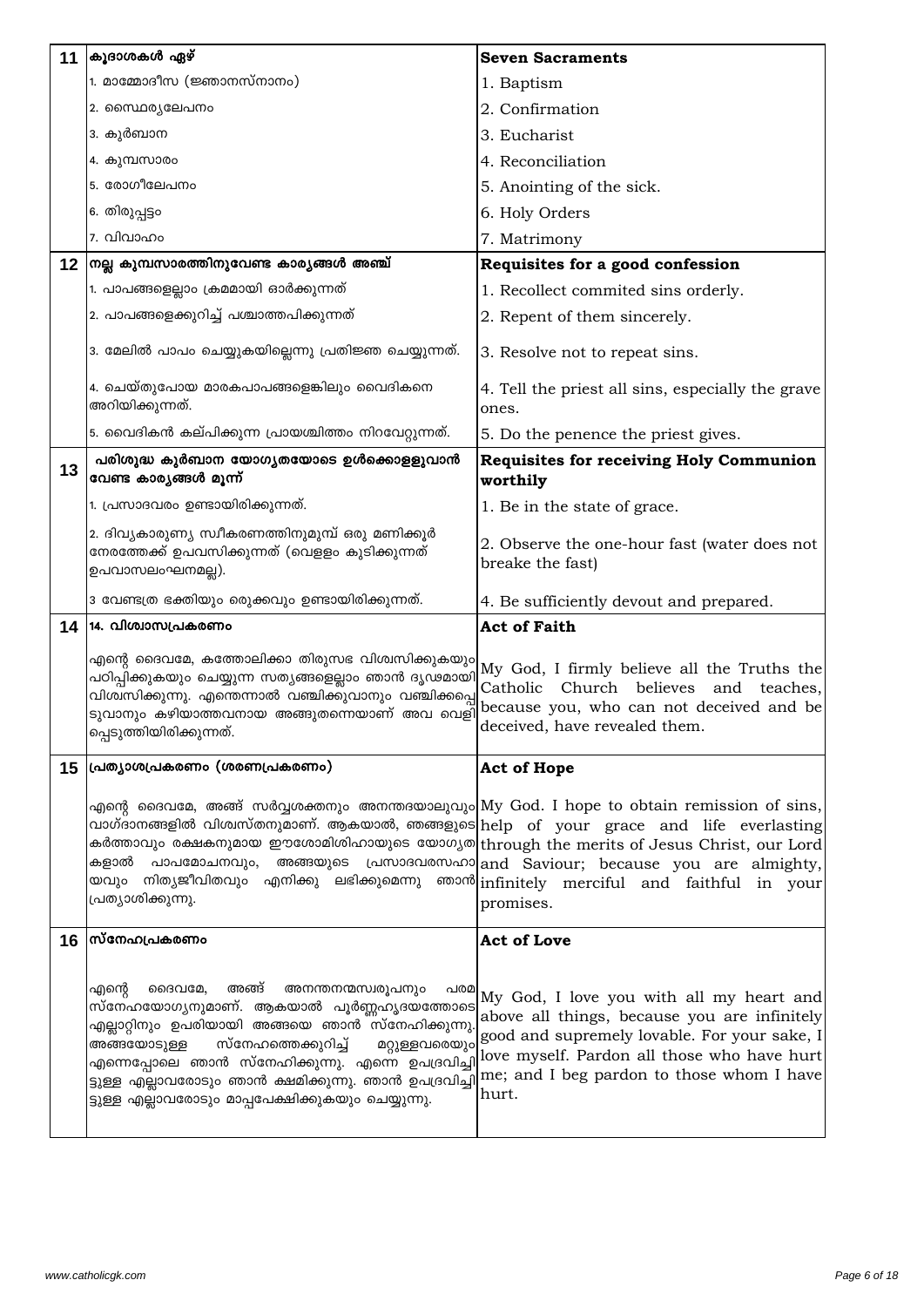| | | |
|---|---|---|
| 11 | **കൂദാശകൾ ഏഴ്** | **Seven Sacraments** |
| | 1. മാമ്മോദീസ (ജ്ഞാനസ്നാനം) | 1. Baptism |
| | 2. സ്ഥൈര്യലേപനം | 2. Confirmation |
| | 3. കുർബാന | 3. Eucharist |
| | 4. കുമ്പസാരം | 4. Reconciliation |
| | 5. രോഗീലേപനം | 5. Anointing of the sick. |
| | 6. തിരുപ്പട്ടം | 6. Holy Orders |
| | 7. വിവാഹം | 7. Matrimony |
| 12 | **നല്ല കുമ്പസാരത്തിനുവേണ്ട കാര്യങ്ങൾ അഞ്ച്** | **Requisites for a good confession** |
| | 1. പാപങ്ങളെല്ലാം ക്രമമായി ഓർക്കുന്നത് | 1. Recollect commited sins orderly. |
| | 2. പാപങ്ങളെക്കുറിച്ച് പശ്ചാത്തപിക്കുന്നത് | 2. Repent of them sincerely. |
| | 3. മേലിൽ പാപം ചെയ്യുകയില്ലെന്നു പ്രതിജ്ഞ ചെയ്യുന്നത്. | 3. Resolve not to repeat sins. |
| | 4. ചെയ്തുപോയ മാരകപാപങ്ങളെങ്കിലും വൈദികനെ അറിയിക്കുന്നത്. | 4. Tell the priest all sins, especially the grave ones. |
| | 5. വൈദികൻ കല്പിക്കുന്ന പ്രായശ്ചിത്തം നിറവേറ്റുന്നത്. | 5. Do the penence the priest gives. |
| 13 | **പരിശുദ്ധ കുർബാന യോഗ്യതയോടെ ഉൾക്കൊള്ളുവാൻ വേണ്ട കാര്യങ്ങൾ മൂന്ന്** | **Requisites for receiving Holy Communion worthily** |
| | 1. പ്രസാദവരം ഉണ്ടായിരിക്കുന്നത്. | 1. Be in the state of grace. |
| | 2. ദിവ്യകാരുണ്യ സ്വീകരണത്തിനുമുമ്പ് ഒരു മണിക്കൂർ നേരത്തേക്ക് ഉപവസിക്കുന്നത് (വെള്ളം കുടിക്കുന്നത് ഉപവാസലംഘനമല്ല). | 2. Observe the one-hour fast (water does not breake the fast) |
| | 3 വേണ്ടത്ര ഭക്തിയും ഒരുക്കവും ഉണ്ടായിരിക്കുന്നത്. | 4. Be sufficiently devout and prepared. |
| 14 | **14. വിശ്വാസപ്രകരണം** | **Act of Faith** |
| | എന്റെ ദൈവമേ, കത്തോലിക്കാ തിരുസഭ വിശ്വസിക്കുകയും പഠിപ്പിക്കുകയും ചെയ്യുന്ന സത്യങ്ങളെല്ലാം ഞാൻ ദൃഢമായി വിശ്വസിക്കുന്നു. എന്തെന്നാൽ വഞ്ചിക്കുവാനും വഞ്ചിക്കപ്പെടുവാനും കഴിയാത്തവനായ അങ്ങുതന്നെയാണ് അവ വെളിപ്പെടുത്തിയിരിക്കുന്നത്. | My God, I firmly believe all the Truths the Catholic Church believes and teaches, because you, who can not deceived and be deceived, have revealed them. |
| 15 | **പ്രത്യാശപ്രകരണം (ശരണപ്രകരണം)** | **Act of Hope** |
| | എന്റെ ദൈവമേ, അങ്ങ് സർവ്വശക്തനും അനന്തദയാലുവും വാഗ്ദാനങ്ങളിൽ വിശ്വസ്തനുമാണ്. ആകയാൽ, ഞങ്ങളുടെ കർത്താവും രക്ഷകനുമായ ഈശോമിശിഹായുടെ യോഗ്യതകളാൽ പാപമോചനവും, അങ്ങയുടെ പ്രസാദവരസഹായവും നിത്യജീവിതവും എനിക്കു ലഭിക്കുമെന്നു ഞാൻ പ്രത്യാശിക്കുന്നു. | My God. I hope to obtain remission of sins, help of your grace and life everlasting through the merits of Jesus Christ, our Lord and Saviour; because you are almighty, infinitely merciful and faithful in your promises. |
| 16 | **സ്നേഹപ്രകരണം** | **Act of Love** |
| | എന്റെ ദൈവമേ, അങ്ങ് അനന്തനന്മസ്വരൂപനും പരമസ്നേഹയോഗ്യനുമാണ്. ആകയാൽ പൂർണ്ണഹൃദയത്തോടെ എല്ലാറ്റിനും ഉപരിയായി അങ്ങയെ ഞാൻ സ്നേഹിക്കുന്നു. അങ്ങയോടുള്ള സ്നേഹത്തെക്കുറിച്ച് മറ്റുള്ളവരെയും എന്നെപ്പോലെ ഞാൻ സ്നേഹിക്കുന്നു. എന്നെ ഉപദ്രവിച്ചിട്ടുള്ള എല്ലാവരോടും ഞാൻ ക്ഷമിക്കുന്നു. ഞാൻ ഉപദ്രവിച്ചിട്ടുള്ള എല്ലാവരോടും മാപ്പപേക്ഷിക്കുകയും ചെയ്യുന്നു. | My God, I love you with all my heart and above all things, because you are infinitely good and supremely lovable. For your sake, I love myself. Pardon all those who have hurt me; and I beg pardon to those whom I have hurt. |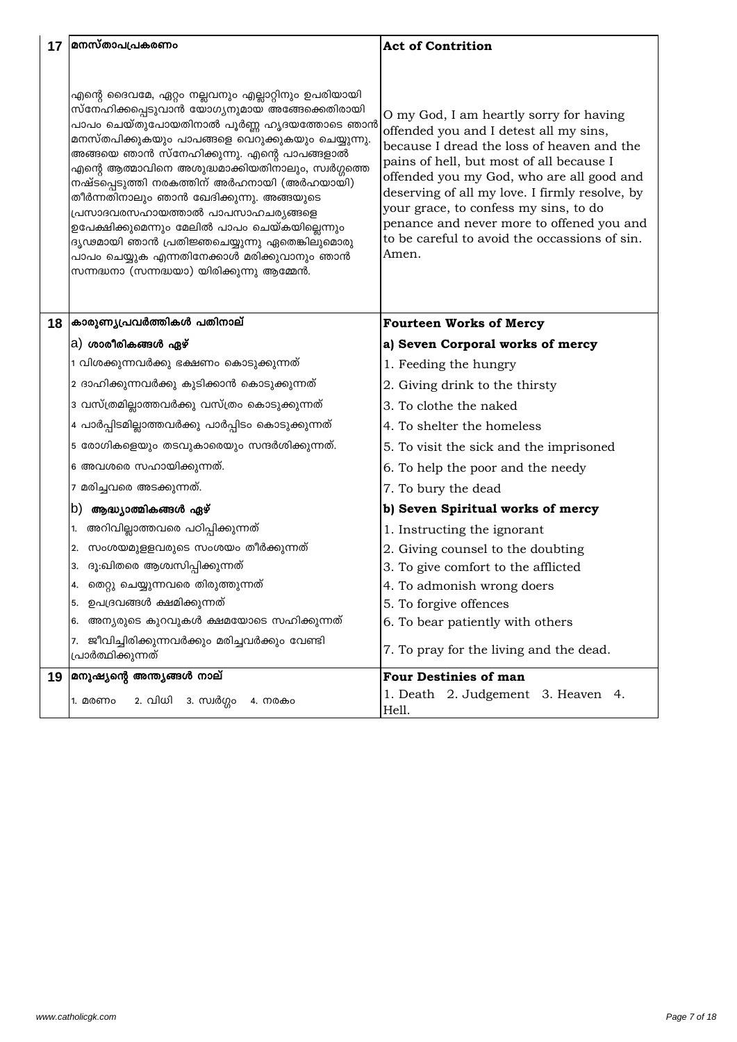| | | |
|---|---|---|
| **17** | **മനസ്താപപ്രകരണം** | **Act of Contrition** |
| | എന്റെ ദൈവമേ, ഏറ്റം നല്ലവനും എല്ലാറ്റിനും ഉപരിയായി സ്നേഹിക്കപ്പെടുവാൻ യോഗ്യനുമായ അങ്ങേക്കെതിരായി പാപം ചെയ്തുപോയതിനാൽ പൂർണ്ണ ഹൃദയത്തോടെ ഞാൻ മനസ്തപിക്കുകയും പാപങ്ങളെ വെറുക്കുകയും ചെയ്യുന്നു. അങ്ങയെ ഞാൻ സ്നേഹിക്കുന്നു. എന്റെ പാപങ്ങളാൽ എന്റെ ആത്മാവിനെ അശുദ്ധമാക്കിയതിനാലും, സ്വർഗ്ഗത്തെ നഷ്ടപ്പെടുത്തി നരകത്തിന് അർഹനായി (അർഹയായി) തീർന്നതിനാലും ഞാൻ ഖേദിക്കുന്നു. അങ്ങയുടെ പ്രസാദവരസഹായത്താൽ പാപസാഹചര്യങ്ങളെ ഉപേക്ഷിക്കുമെന്നും മേലിൽ പാപം ചെയ്കയില്ലെന്നും ദൃഢമായി ഞാൻ പ്രതിജ്ഞചെയ്യുന്നു ഏതെങ്കിലുമൊരു പാപം ചെയ്യുക എന്നതിനേക്കാൾ മരിക്കുവാനും ഞാൻ സന്നദ്ധനാ (സന്നദ്ധയാ) യിരിക്കുന്നു ആമ്മേൻ. | O my God, I am heartly sorry for having offended you and I detest all my sins, because I dread the loss of heaven and the pains of hell, but most of all because I offended you my God, who are all good and deserving of all my love. I firmly resolve, by your grace, to confess my sins, to do penance and never more to offened you and to be careful to avoid the occassions of sin. Amen. |
| **18** | **കാരുണ്യപ്രവർത്തികൾ പതിനാല്** | **Fourteen Works of Mercy** |
| | a) **ശാരീരികങ്ങൾ ഏഴ്** | **a) Seven Corporal works of mercy** |
| | 1 വിശക്കുന്നവർക്കു ഭക്ഷണം കൊടുക്കുന്നത് | 1. Feeding the hungry |
| | 2 ദാഹിക്കുന്നവർക്കു കുടിക്കാൻ കൊടുക്കുന്നത് | 2. Giving drink to the thirsty |
| | 3 വസ്ത്രമില്ലാത്തവർക്കു വസ്ത്രം കൊടുക്കുന്നത് | 3. To clothe the naked |
| | 4 പാർപ്പിടമില്ലാത്തവർക്കു പാർപ്പിടം കൊടുക്കുന്നത് | 4. To shelter the homeless |
| | 5 രോഗികളെയും തടവുകാരെയും സന്ദർശിക്കുന്നത്. | 5. To visit the sick and the imprisoned |
| | 6 അവശരെ സഹായിക്കുന്നത്. | 6. To help the poor and the needy |
| | 7 മരിച്ചവരെ അടക്കുന്നത്. | 7. To bury the dead |
| | b) **ആദ്ധ്യാത്മികങ്ങൾ ഏഴ്** | **b) Seven Spiritual works of mercy** |
| | 1. അറിവില്ലാത്തവരെ പഠിപ്പിക്കുന്നത് | 1. Instructing the ignorant |
| | 2. സംശയമുള്ളവരുടെ സംശയം തീർക്കുന്നത് | 2. Giving counsel to the doubting |
| | 3. ദു:ഖിതരെ ആശ്വസിപ്പിക്കുന്നത് | 3. To give comfort to the afflicted |
| | 4. തെറ്റു ചെയ്യുന്നവരെ തിരുത്തുന്നത് | 4. To admonish wrong doers |
| | 5. ഉപദ്രവങ്ങൾ ക്ഷമിക്കുന്നത് | 5. To forgive offences |
| | 6. അന്യരുടെ കുറവുകൾ ക്ഷമയോടെ സഹിക്കുന്നത് | 6. To bear patiently with others |
| | 7. ജീവിച്ചിരിക്കുന്നവർക്കും മരിച്ചവർക്കും വേണ്ടി പ്രാർത്ഥിക്കുന്നത് | 7. To pray for the living and the dead. |
| **19** | **മനുഷ്യന്റെ അന്ത്യങ്ങൾ നാല്** | **Four Destinies of man** |
| | 1. മരണം 2. വിധി 3. സ്വർഗ്ഗം 4. നരകം | 1. Death 2. Judgement 3. Heaven 4. Hell. |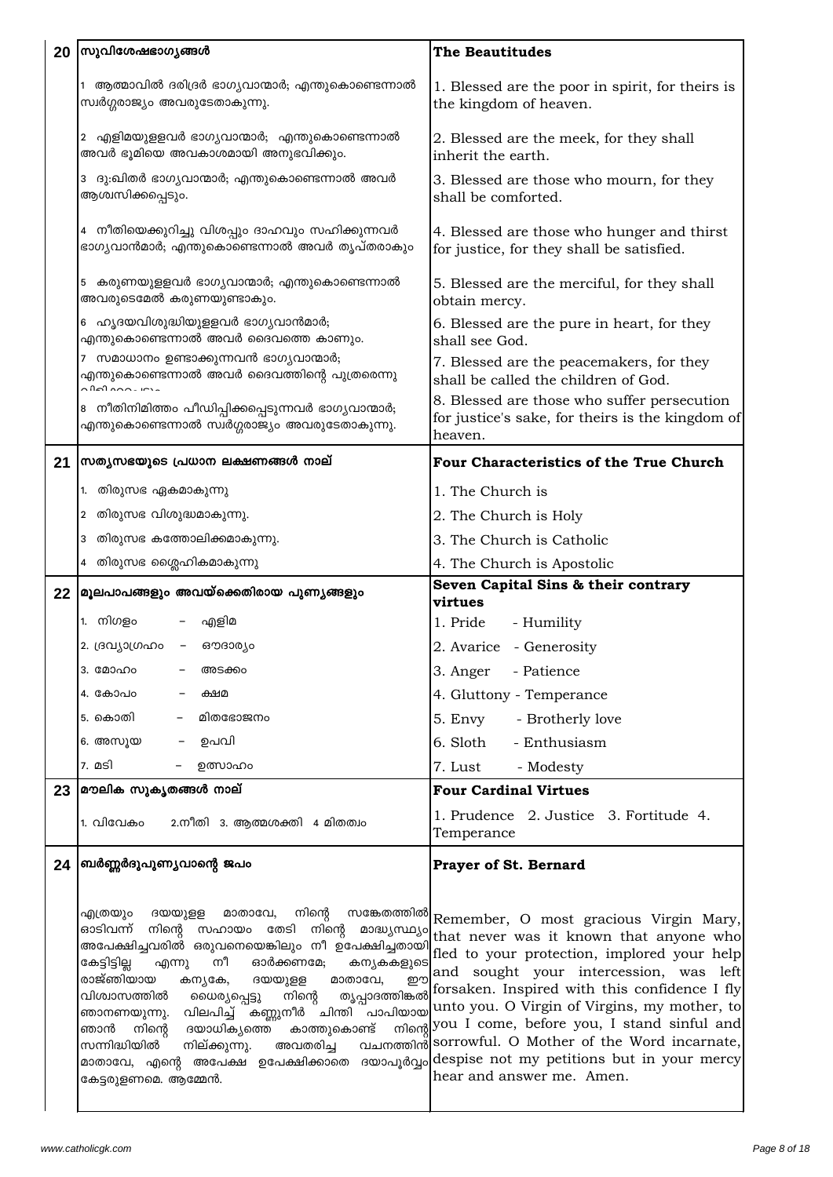| | | |
|---|---|---|
| **20** | **സുവിശേഷഭാഗ്യങ്ങൾ** | **The Beautitudes** |
| | 1 ആത്മാവിൽ ദരിദ്രർ ഭാഗ്യവാന്മാർ; എന്തുകൊണ്ടെന്നാൽ സ്വർഗ്ഗരാജ്യം അവരുടേതാകുന്നു. | 1. Blessed are the poor in spirit, for theirs is the kingdom of heaven. |
| | 2 എളിമയുള്ളവർ ഭാഗ്യവാന്മാർ; എന്തുകൊണ്ടെന്നാൽ അവർ ഭൂമിയെ അവകാശമായി അനുഭവിക്കും. | 2. Blessed are the meek, for they shall inherit the earth. |
| | 3 ദു:ഖിതർ ഭാഗ്യവാന്മാർ; എന്തുകൊണ്ടെന്നാൽ അവർ ആശ്വസിക്കപ്പെടും. | 3. Blessed are those who mourn, for they shall be comforted. |
| | 4 നീതിയെക്കുറിച്ചു വിശപ്പും ദാഹവും സഹിക്കുന്നവർ ഭാഗ്യവാൻമാർ; എന്തുകൊണ്ടെന്നാൽ അവർ തൃപ്തരാകും | 4. Blessed are those who hunger and thirst for justice, for they shall be satisfied. |
| | 5 കരുണയുള്ളവർ ഭാഗ്യവാന്മാർ; എന്തുകൊണ്ടെന്നാൽ അവരുടെമേൽ കരുണയുണ്ടാകും. | 5. Blessed are the merciful, for they shall obtain mercy. |
| | 6 ഹൃദയവിശുദ്ധിയുള്ളവർ ഭാഗ്യവാൻമാർ; എന്തുകൊണ്ടെന്നാൽ അവർ ദൈവത്തെ കാണും. | 6. Blessed are the pure in heart, for they shall see God. |
| | 7 സമാധാനം ഉണ്ടാക്കുന്നവൻ ഭാഗ്യവാന്മാർ; എന്തുകൊണ്ടെന്നാൽ അവർ ദൈവത്തിന്റെ പുത്രരെന്നു വിളിക്കപ്പെടും | 7. Blessed are the peacemakers, for they shall be called the children of God. |
| | 8 നീതിനിമിത്തം പീഡിപ്പിക്കപ്പെടുന്നവർ ഭാഗ്യവാന്മാർ; എന്തുകൊണ്ടെന്നാൽ സ്വർഗ്ഗരാജ്യം അവരുടേതാകുന്നു. | 8. Blessed are those who suffer persecution for justice's sake, for theirs is the kingdom of heaven. |
| **21** | **സത്യസഭയുടെ പ്രധാന ലക്ഷണങ്ങൾ നാല്** | **Four Characteristics of the True Church** |
| | 1. തിരുസഭ ഏകമാകുന്നു | 1. The Church is |
| | 2 തിരുസഭ വിശുദ്ധമാകുന്നു. | 2. The Church is Holy |
| | 3 തിരുസഭ കത്തോലിക്കമാകുന്നു. | 3. The Church is Catholic |
| | 4 തിരുസഭ ശ്ലൈഹികമാകുന്നു | 4. The Church is Apostolic |
| **22** | **മൂലപാപങ്ങളും അവയ്ക്കെതിരായ പുണ്യങ്ങളും** | **Seven Capital Sins & their contrary virtues** |
| | 1. നിഗളം – എളിമ | 1. Pride - Humility |
| | 2. ദ്രവ്യാഗ്രഹം – ഔദാര്യം | 2. Avarice - Generosity |
| | 3. മോഹം – അടക്കം | 3. Anger - Patience |
| | 4. കോപം – ക്ഷമ | 4. Gluttony - Temperance |
| | 5. കൊതി – മിതഭോജനം | 5. Envy - Brotherly love |
| | 6. അസൂയ – ഉപവി | 6. Sloth - Enthusiasm |
| | 7. മടി – ഉത്സാഹം | 7. Lust - Modesty |
| **23** | **മൗലിക സുകൃതങ്ങൾ നാല്** | **Four Cardinal Virtues** |
| | 1. വിവേകം 2.നീതി 3. ആത്മശക്തി 4 മിതത്വം | 1. Prudence 2. Justice 3. Fortitude 4. Temperance |
| **24** | **ബർണ്ണർദുപുണ്യവാന്റെ ജപം** | **Prayer of St. Bernard** |
| | എത്രയും ദയയുള്ള മാതാവേ, നിന്റെ സങ്കേതത്തിൽ ഓടിവന്ന് നിന്റെ സഹായം തേടി നിന്റെ മാദ്ധ്യസ്ഥ്യം അപേക്ഷിച്ചവരിൽ ഒരുവനെയെങ്കിലും നീ ഉപേക്ഷിച്ചതായി കേട്ടിട്ടില്ല എന്നു നീ ഓർക്കണമേ; കന്യകകളുടെ രാജ്ഞിയായ കന്യകേ, ദയയുള്ള മാതാവേ, ഈ വിശ്വാസത്തിൽ ധൈര്യപ്പെട്ടു നിന്റെ തൃപ്പാദത്തിങ്കൽ ഞാനണയുന്നു. വിലപിച്ച് കണ്ണുനീർ ചിന്തി പാപിയായ ഞാൻ നിന്റെ ദയാധികൃത്തെ കാത്തുകൊണ്ട് നിന്റെ സന്നിദ്ധിയിൽ നില്ക്കുന്നു. അവതരിച്ച വചനത്തിൻ മാതാവേ, എന്റെ അപേക്ഷ ഉപേക്ഷിക്കാതെ ദയാപൂർവ്വം കേട്ടരുളണമെ. ആമ്മേൻ. | Remember, O most gracious Virgin Mary, that never was it known that anyone who fled to your protection, implored your help and sought your intercession, was left forsaken. Inspired with this confidence I fly unto you. O Virgin of Virgins, my mother, to you I come, before you, I stand sinful and sorrowful. O Mother of the Word incarnate, despise not my petitions but in your mercy hear and answer me. Amen. |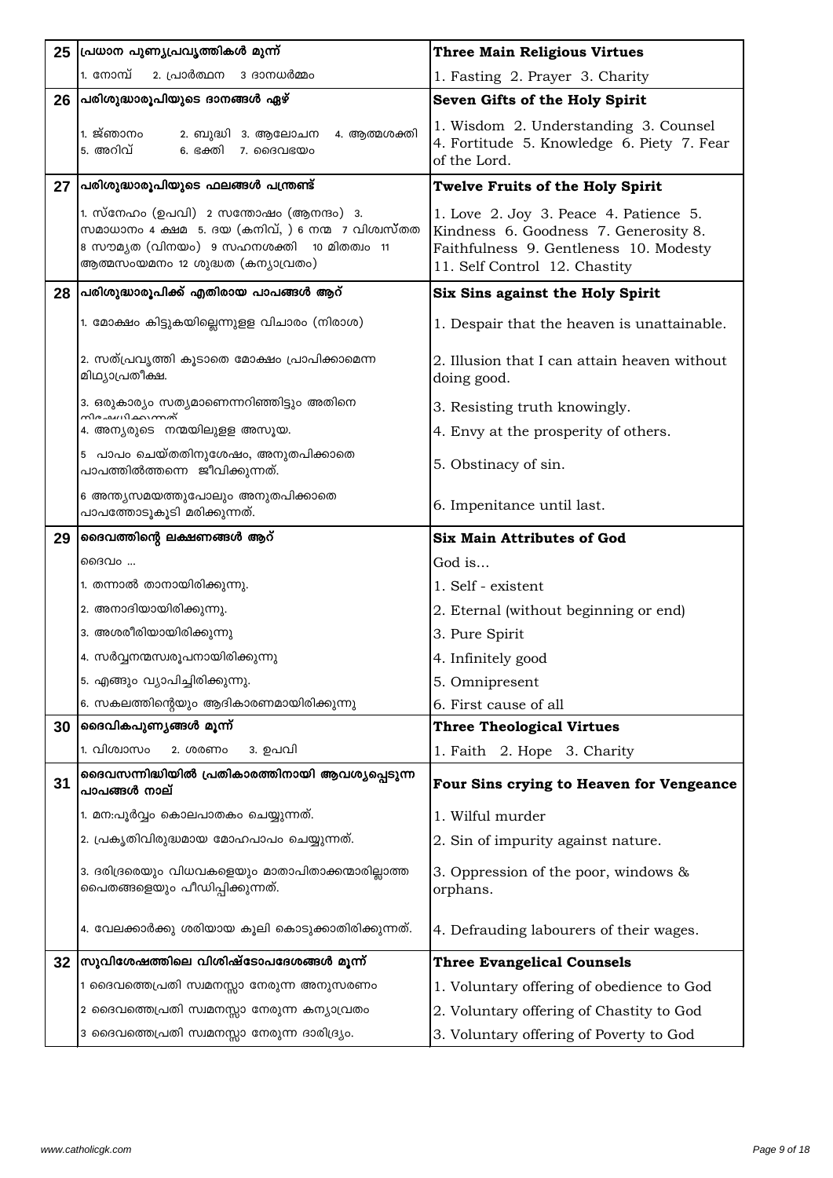| | | |
|---|---|---|
| **25** | **പ്രധാന പുണ്യപ്രവൃത്തികൾ മൂന്ന്** | **Three Main Religious Virtues** |
| | 1. നോമ്പ് 2. പ്രാർത്ഥന 3 ദാനധർമ്മം | 1. Fasting 2. Prayer 3. Charity |
| **26** | **പരിശുദ്ധാരൂപിയുടെ ദാനങ്ങൾ ഏഴ്** | **Seven Gifts of the Holy Spirit** |
| | 1. ജ്ഞാനം 2. ബുദ്ധി 3. ആലോചന 4. ആത്മശക്തി 5. അറിവ് 6. ഭക്തി 7. ദൈവഭയം | 1. Wisdom 2. Understanding 3. Counsel 4. Fortitude 5. Knowledge 6. Piety 7. Fear of the Lord. |
| **27** | **പരിശുദ്ധാരൂപിയുടെ ഫലങ്ങൾ പന്ത്രണ്ട്** | **Twelve Fruits of the Holy Spirit** |
| | 1. സ്നേഹം (ഉപവി) 2 സന്തോഷം (ആനന്ദം) 3. സമാധാനം 4 ക്ഷമ 5. ദയ (കനിവ്, ) 6 നന്മ 7 വിശ്വസ്തത 8 സൗമ്യത (വിനയം) 9 സഹനശക്തി 10 മിതത്വം 11 ആത്മസംയമനം 12 ശുദ്ധത (കന്യാവ്രതം) | 1. Love 2. Joy 3. Peace 4. Patience 5. Kindness 6. Goodness 7. Generosity 8. Faithfulness 9. Gentleness 10. Modesty 11. Self Control 12. Chastity |
| **28** | **പരിശുദ്ധാരൂപിക്ക് എതിരായ പാപങ്ങൾ ആറ്** | **Six Sins against the Holy Spirit** |
| | 1. മോക്ഷം കിട്ടുകയില്ലെന്നുളള വിചാരം (നിരാശ) | 1. Despair that the heaven is unattainable. |
| | 2. സത്പ്രവൃത്തി കൂടാതെ മോക്ഷം പ്രാപിക്കാമെന്ന മിഥ്യാപ്രതീക്ഷ. | 2. Illusion that I can attain heaven without doing good. |
| | 3. ഒരുകാര്യം സത്യമാണെന്നറിഞ്ഞിട്ടും അതിനെ നിഷേധിക്കുന്നത് | 3. Resisting truth knowingly. |
| | 4. അന്യരുടെ നന്മയിലുളള അസൂയ. | 4. Envy at the prosperity of others. |
| | 5 പാപം ചെയ്തതിനുശേഷം, അനുതപിക്കാതെ പാപത്തിൽത്തന്നെ ജീവിക്കുന്നത്. | 5. Obstinacy of sin. |
| | 6 അന്ത്യസമയത്തുപോലും അനുതപിക്കാതെ പാപത്തോടുകൂടി മരിക്കുന്നത്. | 6. Impenitance until last. |
| **29** | **ദൈവത്തിന്റെ ലക്ഷണങ്ങൾ ആറ്** | **Six Main Attributes of God** |
| | ദൈവം ... | God is... |
| | 1. തന്നാൽ താനായിരിക്കുന്നു. | 1. Self - existent |
| | 2. അനാദിയായിരിക്കുന്നു. | 2. Eternal (without beginning or end) |
| | 3. അശരീരിയായിരിക്കുന്നു | 3. Pure Spirit |
| | 4. സർവ്വനന്മസ്വരൂപനായിരിക്കുന്നു | 4. Infinitely good |
| | 5. എങ്ങും വ്യാപിച്ചിരിക്കുന്നു. | 5. Omnipresent |
| | 6. സകലത്തിന്റെയും ആദികാരണമായിരിക്കുന്നു | 6. First cause of all |
| **30** | **ദൈവികപുണ്യങ്ങൾ മൂന്ന്** | **Three Theological Virtues** |
| | 1. വിശ്വാസം 2. ശരണം 3. ഉപവി | 1. Faith 2. Hope 3. Charity |
| **31** | **ദൈവസന്നിദ്ധിയിൽ പ്രതികാരത്തിനായി ആവശ്യപ്പെടുന്ന പാപങ്ങൾ നാല്** | **Four Sins crying to Heaven for Vengeance** |
| | 1. മന:പൂർവ്വം കൊലപാതകം ചെയ്യുന്നത്. | 1. Wilful murder |
| | 2. പ്രകൃതിവിരുദ്ധമായ മോഹപാപം ചെയ്യുന്നത്. | 2. Sin of impurity against nature. |
| | 3. ദരിദ്രരെയും വിധവകളെയും മാതാപിതാക്കന്മാരില്ലാത്ത പൈതങ്ങളെയും പീഡിപ്പിക്കുന്നത്. | 3. Oppression of the poor, windows & orphans. |
| | 4. വേലക്കാർക്കു ശരിയായ കൂലി കൊടുക്കാതിരിക്കുന്നത്. | 4. Defrauding labourers of their wages. |
| **32** | **സുവിശേഷത്തിലെ വിശിഷ്ടോപദേശങ്ങൾ മൂന്ന്** | **Three Evangelical Counsels** |
| | 1 ദൈവത്തെപ്രതി സ്വമനസ്സാ നേരുന്ന അനുസരണം | 1. Voluntary offering of obedience to God |
| | 2 ദൈവത്തെപ്രതി സ്വമനസ്സാ നേരുന്ന കന്യാവ്രതം | 2. Voluntary offering of Chastity to God |
| | 3 ദൈവത്തെപ്രതി സ്വമനസ്സാ നേരുന്ന ദാരിദ്ര്യം. | 3. Voluntary offering of Poverty to God |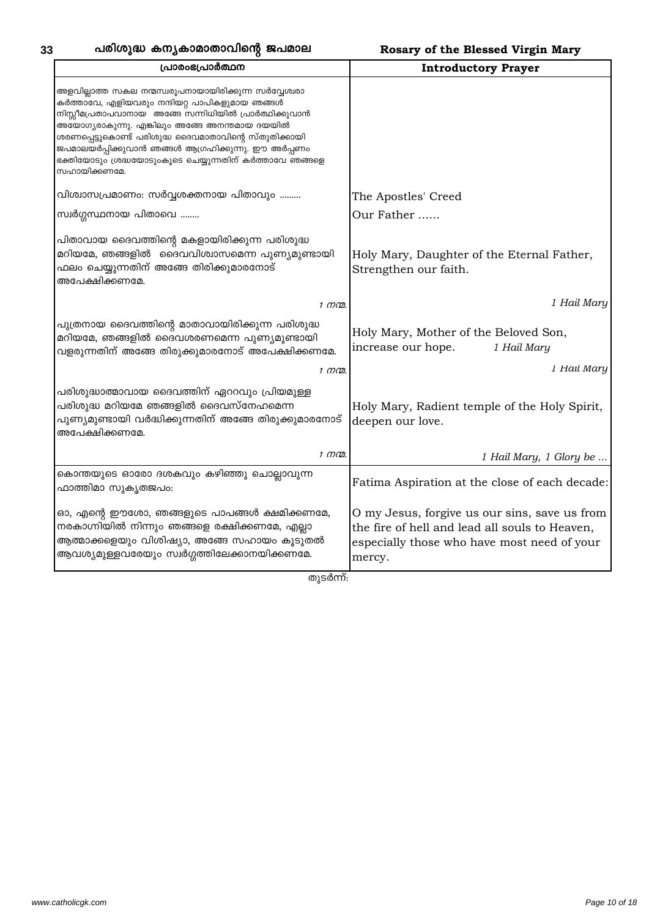## പരിശുദ്ധ കന്യകാമാതാവിന്റെ ജപമാല — Rosary of the Blessed Virgin Mary

| പ്രാരംഭപ്രാർത്ഥന | Introductory Prayer |
|---|---|
| അളവില്ലാത്ത സകല നന്മസ്വരൂപനായായിരിക്കുന്ന സർവ്വേശ്വരാ കർത്താവേ, എളിയവരും നന്ദിയറ്റ പാപികളുമായ ഞങ്ങൾ നിസ്സീമപ്രതാപവാനായ അങ്ങേ സന്നിധിയിൽ പ്രാർത്ഥിക്കുവാൻ അയോഗ്യരാകുന്നു. എങ്കിലും അങ്ങേ അനന്തമായ ദയയിൽ ശരണപ്പെട്ടുകൊണ്ട് പരിശുദ്ധ ദൈവമാതാവിന്റെ സ്തുതിക്കായി ജപമാലയർപ്പിക്കുവാൻ ഞങ്ങൾ ആഗ്രഹിക്കുന്നു. ഈ അർപ്പണം ഭക്തിയോടും ശ്രദ്ധയോടുംകൂടെ ചെയ്യുന്നതിന് കർത്താവേ ഞങ്ങളെ സഹായിക്കണമേ. | |
| വിശ്വാസപ്രമാണം: സർവ്വശക്തനായ പിതാവും ......... | The Apostles' Creed |
| സ്വർഗ്ഗസ്ഥനായ പിതാവെ ........ | Our Father ...... |
| പിതാവായ ദൈവത്തിന്റെ മകളായിരിക്കുന്ന പരിശുദ്ധ മറിയമേ, ഞങ്ങളിൽ ദൈവവിശ്വാസമെന്ന പുണ്യമുണ്ടായി ഫലം ചെയ്യുന്നതിന് അങ്ങേ തിരിക്കുമാരനോട് അപേക്ഷിക്കണമേ. | Holy Mary, Daughter of the Eternal Father, Strengthen our faith. |
| *1 നന്മ.* | *1 Hail Mary* |
| പുത്രനായ ദൈവത്തിന്റെ മാതാവായിരിക്കുന്ന പരിശുദ്ധ മറിയമേ, ഞങ്ങളിൽ ദൈവശരണമെന്ന പുണ്യമുണ്ടായി വളരുന്നതിന് അങ്ങേ തിരുക്കുമാരനോട് അപേക്ഷിക്കണമേ. | Holy Mary, Mother of the Beloved Son, increase our hope. *1 Hail Mary* |
| *1 നന്മ.* | *1 Hail Mary* |
| പരിശുദ്ധാത്മാവായ ദൈവത്തിന് ഏററവും പ്രിയമുള്ള പരിശുദ്ധ മറിയമേ ഞങ്ങളിൽ ദൈവസ്നേഹമെന്ന പുണ്യമുണ്ടായി വർദ്ധിക്കുന്നതിന് അങ്ങേ തിരുക്കുമാരനോട് അപേക്ഷിക്കണമേ. | Holy Mary, Radient temple of the Holy Spirit, deepen our love. |
| *1 നന്മ.* | *1 Hail Mary, 1 Glory be ...* |
| കൊന്തയുടെ ഓരോ ദശകവും കഴിഞ്ഞു ചൊല്ലാവുന്ന ഫാത്തിമാ സുകൃതജപം: | Fatima Aspiration at the close of each decade: |
| ഓ, എന്റെ ഈശോ, ഞങ്ങളുടെ പാപങ്ങൾ ക്ഷമിക്കണമേ, നരകാഗ്നിയിൽ നിന്നും ഞങ്ങളെ രക്ഷിക്കണമേ, എല്ലാ ആത്മാക്കളെയും വിശിഷ്യാ, അങ്ങേ സഹായം കൂടുതൽ ആവശ്യമുള്ളവരേയും സ്വർഗ്ഗത്തിലേക്കാനയിക്കണമേ. | O my Jesus, forgive us our sins, save us from the fire of hell and lead all souls to Heaven, especially those who have most need of your mercy. |

തുടർന്ന്: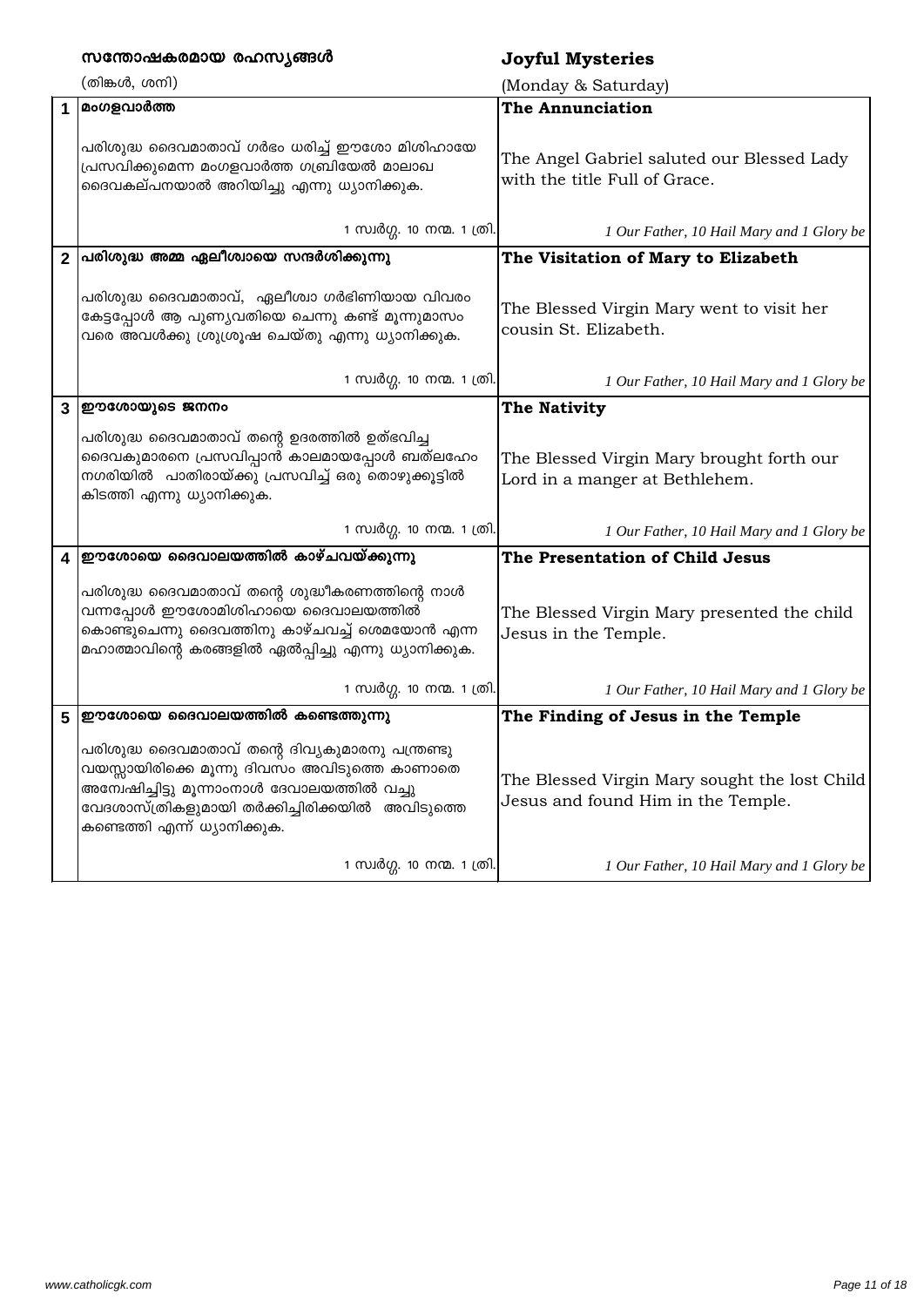| | **സന്തോഷകരമായ രഹസ്യങ്ങൾ** (തിങ്കൾ, ശനി) | **Joyful Mysteries** (Monday & Saturday) |
|---|---|---|
| **1** | **മംഗളവാർത്ത**<br><br>പരിശുദ്ധ ദൈവമാതാവ് ഗർഭം ധരിച്ച് ഈശോ മിശിഹായേ പ്രസവിക്കുമെന്ന മംഗളവാർത്ത ഗബ്രിയേൽ മാലാഖ ദൈവകല്പനയാൽ അറിയിച്ചു എന്നു ധ്യാനിക്കുക.<br><br>1 സ്വർഗ്ഗ. 10 നന്മ. 1 ത്രി. | **The Annunciation**<br><br>The Angel Gabriel saluted our Blessed Lady with the title Full of Grace.<br><br>*1 Our Father, 10 Hail Mary and 1 Glory be* |
| **2** | **പരിശുദ്ധ അമ്മ ഏലീശ്വായെ സന്ദർശിക്കുന്നു**<br><br>പരിശുദ്ധ ദൈവമാതാവ്, ഏലീശ്വാ ഗർഭിണിയായ വിവരം കേട്ടപ്പോൾ ആ പുണ്യവതിയെ ചെന്നു കണ്ട് മൂന്നുമാസം വരെ അവൾക്കു ശുശ്രൂഷ ചെയ്തു എന്നു ധ്യാനിക്കുക.<br><br>1 സ്വർഗ്ഗ. 10 നന്മ. 1 ത്രി. | **The Visitation of Mary to Elizabeth**<br><br>The Blessed Virgin Mary went to visit her cousin St. Elizabeth.<br><br>*1 Our Father, 10 Hail Mary and 1 Glory be* |
| **3** | **ഈശോയുടെ ജനനം**<br><br>പരിശുദ്ധ ദൈവമാതാവ് തന്റെ ഉദരത്തിൽ ഉത്ഭവിച്ച ദൈവകുമാരനെ പ്രസവിപ്പാൻ കാലമായപ്പോൾ ബത്ലഹേം നഗരിയിൽ പാതിരായ്ക്കു പ്രസവിച്ച് ഒരു തൊഴുക്കൂട്ടിൽ കിടത്തി എന്നു ധ്യാനിക്കുക.<br><br>1 സ്വർഗ്ഗ. 10 നന്മ. 1 ത്രി. | **The Nativity**<br><br>The Blessed Virgin Mary brought forth our Lord in a manger at Bethlehem.<br><br>*1 Our Father, 10 Hail Mary and 1 Glory be* |
| **4** | **ഈശോയെ ദൈവാലയത്തിൽ കാഴ്ചവയ്ക്കുന്നു**<br><br>പരിശുദ്ധ ദൈവമാതാവ് തന്റെ ശുദ്ധീകരണത്തിന്റെ നാൾ വന്നപ്പോൾ ഈശോമിശിഹായെ ദൈവാലയത്തിൽ കൊണ്ടുചെന്നു ദൈവത്തിനു കാഴ്ചവച്ച് ശെമയോൻ എന്ന മഹാത്മാവിന്റെ കരങ്ങളിൽ ഏൽപ്പിച്ചു എന്നു ധ്യാനിക്കുക.<br><br>1 സ്വർഗ്ഗ. 10 നന്മ. 1 ത്രി. | **The Presentation of Child Jesus**<br><br>The Blessed Virgin Mary presented the child Jesus in the Temple.<br><br>*1 Our Father, 10 Hail Mary and 1 Glory be* |
| **5** | **ഈശോയെ ദൈവാലയത്തിൽ കണ്ടെത്തുന്നു**<br><br>പരിശുദ്ധ ദൈവമാതാവ് തന്റെ ദിവ്യകുമാരനു പന്ത്രണ്ടു വയസ്സായിരിക്കെ മൂന്നു ദിവസം അവിടുത്തെ കാണാതെ അന്വേഷിച്ചിട്ടു മൂന്നാംനാൾ ദേവാലയത്തിൽ വച്ചു വേദശാസ്ത്രികളുമായി തർക്കിച്ചിരിക്കയിൽ അവിടുത്തെ കണ്ടെത്തി എന്ന് ധ്യാനിക്കുക.<br><br>1 സ്വർഗ്ഗ. 10 നന്മ. 1 ത്രി. | **The Finding of Jesus in the Temple**<br><br>The Blessed Virgin Mary sought the lost Child Jesus and found Him in the Temple.<br><br>*1 Our Father, 10 Hail Mary and 1 Glory be* |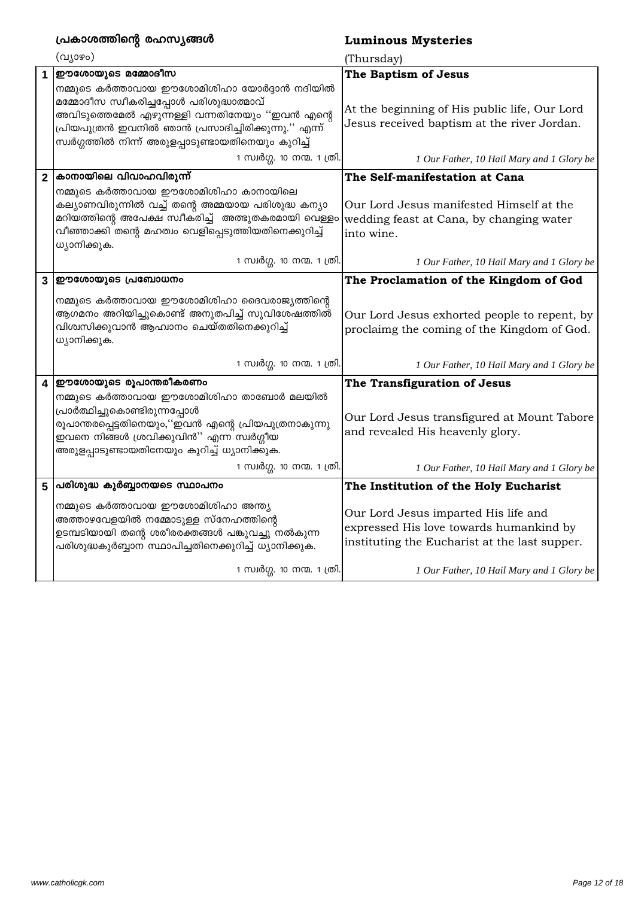| | പ്രകാശത്തിന്റെ രഹസ്യങ്ങൾ (വ്യാഴം) | Luminous Mysteries (Thursday) |
|---|---|---|
| 1 | **ഈശോയുടെ മമ്മോദീസ**<br>നമ്മുടെ കർത്താവായ ഈശോമിശിഹാ യോർദ്ദാൻ നദിയിൽ മമ്മോദീസ സ്വീകരിച്ചപ്പോൾ പരിശുദ്ധാത്മാവ് അവിടുത്തെമേൽ എഴുന്നള്ളി വന്നതിനേയും ''ഇവൻ എന്റെ പ്രിയപുത്രൻ ഇവനിൽ ഞാൻ പ്രസാദിച്ചിരിക്കുന്നു.'' എന്ന് സ്വർഗ്ഗത്തിൽ നിന്ന് അരുളപ്പാടുണ്ടായതിനെയും കുറിച്ച്<br>1 സ്വർഗ്ഗ. 10 നന്മ. 1 ത്രി. | **The Baptism of Jesus**<br>At the beginning of His public life, Our Lord Jesus received baptism at the river Jordan.<br>*1 Our Father, 10 Hail Mary and 1 Glory be* |
| 2 | **കാനായിലെ വിവാഹവിരുന്ന്**<br>നമ്മുടെ കർത്താവായ ഈശോമിശിഹാ കാനായിലെ കല്യാണവിരുന്നിൽ വച്ച് തന്റെ അമ്മയായ പരിശുദ്ധ കന്യാ മറിയത്തിന്റെ അപേക്ഷ സ്വീകരിച്ച് അത്ഭുതകരമായി വെള്ളം വീഞ്ഞാക്കി തന്റെ മഹത്വം വെളിപ്പെടുത്തിയതിനെക്കുറിച്ച് ധ്യാനിക്കുക.<br>1 സ്വർഗ്ഗ. 10 നന്മ. 1 ത്രി. | **The Self-manifestation at Cana**<br>Our Lord Jesus manifested Himself at the wedding feast at Cana, by changing water into wine.<br>*1 Our Father, 10 Hail Mary and 1 Glory be* |
| 3 | **ഈശോയുടെ പ്രബോധനം**<br>നമ്മുടെ കർത്താവായ ഈശോമിശിഹാ ദൈവരാജ്യത്തിന്റെ ആഗമനം അറിയിച്ചുകൊണ്ട് അനുതപിച്ച് സുവിശേഷത്തിൽ വിശ്വസിക്കുവാൻ ആഹ്വാനം ചെയ്തതിനെക്കുറിച്ച് ധ്യാനിക്കുക.<br>1 സ്വർഗ്ഗ. 10 നന്മ. 1 ത്രി. | **The Proclamation of the Kingdom of God**<br>Our Lord Jesus exhorted people to repent, by proclaimg the coming of the Kingdom of God.<br>*1 Our Father, 10 Hail Mary and 1 Glory be* |
| 4 | **ഈശോയുടെ രൂപാന്തരീകരണം**<br>നമ്മുടെ കർത്താവായ ഈശോമിശിഹാ താബോർ മലയിൽ പ്രാർത്ഥിച്ചുകൊണ്ടിരുന്നപ്പോൾ രൂപാന്തരപ്പെട്ടതിനെയും,''ഇവൻ എന്റെ പ്രിയപുത്രനാകുന്നു ഇവനെ നിങ്ങൾ ശ്രവിക്കുവിൻ'' എന്ന സ്വർഗ്ഗീയ അരുളപ്പാടുണ്ടായതിനേയും കുറിച്ച് ധ്യാനിക്കുക.<br>1 സ്വർഗ്ഗ. 10 നന്മ. 1 ത്രി. | **The Transfiguration of Jesus**<br>Our Lord Jesus transfigured at Mount Tabore and revealed His heavenly glory.<br>*1 Our Father, 10 Hail Mary and 1 Glory be* |
| 5 | **പരിശുദ്ധ കുർബ്ബാനയടെ സ്ഥാപനം**<br>നമ്മുടെ കർത്താവായ ഈശോമിശിഹാ അന്ത്യ അത്താഴവേളയിൽ നമ്മോടുള്ള സ്നേഹത്തിന്റെ ഉടമ്പടിയായി തന്റെ ശരീരരക്തങ്ങൾ പങ്കുവച്ചു നൽകുന്ന പരിശുദ്ധകുർബ്ബാന സ്ഥാപിച്ചതിനെക്കുറിച്ച് ധ്യാനിക്കുക.<br>1 സ്വർഗ്ഗ. 10 നന്മ. 1 ത്രി. | **The Institution of the Holy Eucharist**<br>Our Lord Jesus imparted His life and expressed His love towards humankind by instituting the Eucharist at the last supper.<br>*1 Our Father, 10 Hail Mary and 1 Glory be* |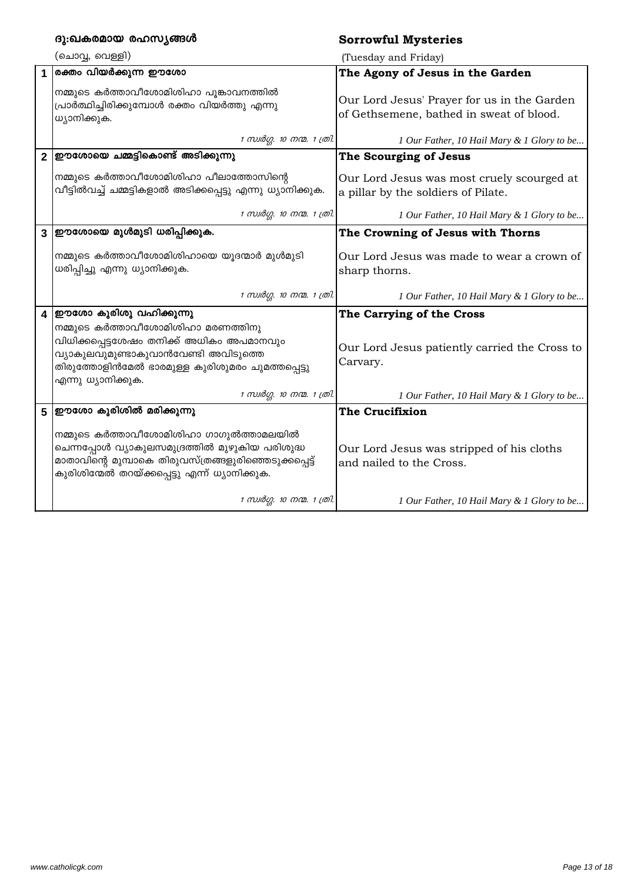| | ദു:ഖകരമായ രഹസ്യങ്ങൾ (ചൊവ്വ, വെള്ളി) | Sorrowful Mysteries (Tuesday and Friday) |
|---|---|---|
| 1 | **രക്തം വിയർക്കുന്ന ഈശോ** | **The Agony of Jesus in the Garden** |
| | നമ്മുടെ കർത്താവീശോമിശിഹാ പൂങ്കാവനത്തിൽ പ്രാർത്ഥിച്ചിരിക്കുമ്പോൾ രക്തം വിയർത്തു എന്നു ധ്യാനിക്കുക. | Our Lord Jesus' Prayer for us in the Garden of Gethsemene, bathed in sweat of blood. |
| | *1 സ്വർഗ്ഗ. 10 നന്മ. 1 ത്രി.* | *1 Our Father, 10 Hail Mary & 1 Glory to be...* |
| 2 | **ഈശോയെ ചമ്മട്ടികൊണ്ട് അടിക്കുന്നു** | **The Scourging of Jesus** |
| | നമ്മുടെ കർത്താവീശോമിശിഹാ പീലാത്തോസിന്റെ വീട്ടിൽവച്ച് ചമ്മട്ടികളാൽ അടിക്കപ്പെട്ടു എന്നു ധ്യാനിക്കുക. | Our Lord Jesus was most cruely scourged at a pillar by the soldiers of Pilate. |
| | *1 സ്വർഗ്ഗ. 10 നന്മ. 1 ത്രി.* | *1 Our Father, 10 Hail Mary & 1 Glory to be...* |
| 3 | **ഈശോയെ മുൾമുടി ധരിപ്പിക്കുക.** | **The Crowning of Jesus with Thorns** |
| | നമ്മുടെ കർത്താവീശോമിശിഹായെ യൂദന്മാർ മുൾമുടി ധരിപ്പിച്ചു എന്നു ധ്യാനിക്കുക. | Our Lord Jesus was made to wear a crown of sharp thorns. |
| | *1 സ്വർഗ്ഗ. 10 നന്മ. 1 ത്രി.* | *1 Our Father, 10 Hail Mary & 1 Glory to be...* |
| 4 | **ഈശോ കുരിശു വഹിക്കുന്നു** | **The Carrying of the Cross** |
| | നമ്മുടെ കർത്താവീശോമിശിഹാ മരണത്തിനു വിധിക്കപ്പെട്ടശേഷം തനിക്ക് അധികം അപമാനവും വ്യാകുലവുമുണ്ടാകുവാൻവേണ്ടി അവിടുത്തെ തിരുത്തോളിൻമേൽ ഭാരമുള്ള കുരിശുമരം ചുമത്തപ്പെട്ടു എന്നു ധ്യാനിക്കുക. | Our Lord Jesus patiently carried the Cross to Carvary. |
| | *1 സ്വർഗ്ഗ. 10 നന്മ. 1 ത്രി.* | *1 Our Father, 10 Hail Mary & 1 Glory to be...* |
| 5 | **ഈശോ കുരിശിൽ മരിക്കുന്നു** | **The Crucifixion** |
| | നമ്മുടെ കർത്താവീശോമിശിഹാ ഗാഗുൽത്താമലയിൽ ചെന്നപ്പോൾ വ്യാകുലസമുദ്രത്തിൽ മുഴുകിയ പരിശുദ്ധ മാതാവിന്റെ മുമ്പാകെ തിരുവസ്ത്രങ്ങളുരിഞ്ഞെടുക്കപ്പെട്ട് കുരിശിന്മേൽ തറയ്ക്കപ്പെട്ടു എന്ന് ധ്യാനിക്കുക. | Our Lord Jesus was stripped of his cloths and nailed to the Cross. |
| | *1 സ്വർഗ്ഗ. 10 നന്മ. 1 ത്രി.* | *1 Our Father, 10 Hail Mary & 1 Glory to be...* |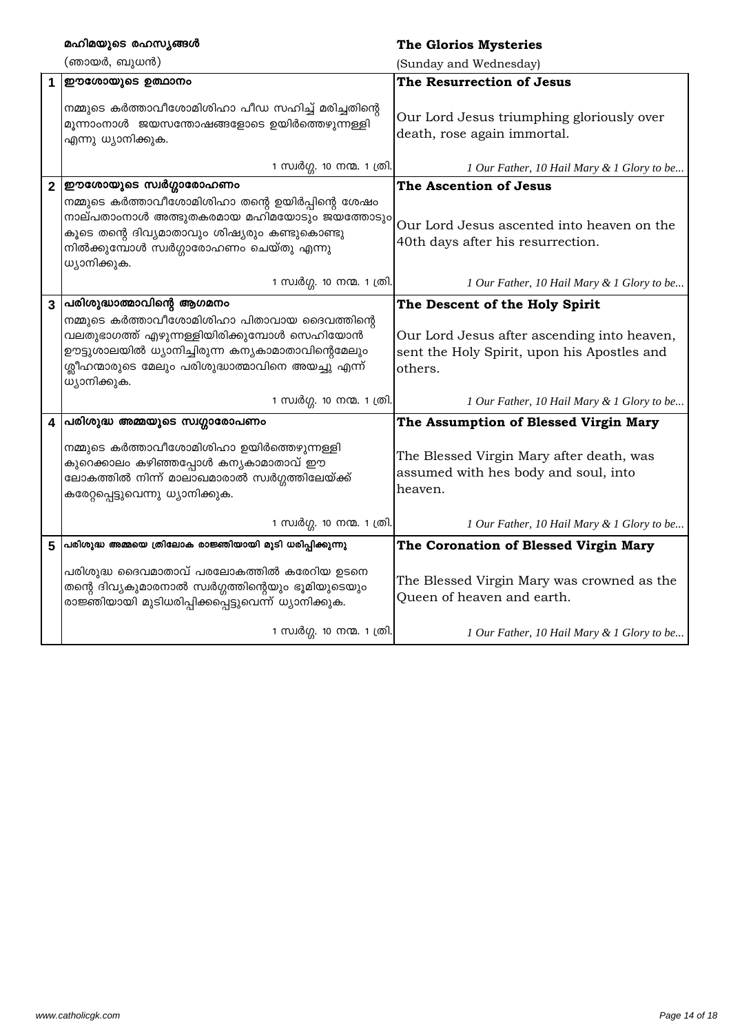**മഹിമയുടെ രഹസ്യങ്ങൾ**

(ഞായർ, ബുധൻ)

**The Glorios Mysteries**

(Sunday and Wednesday)

| | | |
|---|---|---|
| 1 | **ഈശോയുടെ ഉത്ഥാനം**<br><br>നമ്മുടെ കർത്താവീശോമിശിഹാ പീഡ സഹിച്ച് മരിച്ചതിന്റെ മൂന്നാംനാൾ ജയസന്തോഷങ്ങളോടെ ഉയിർത്തെഴുന്നള്ളി എന്നു ധ്യാനിക്കുക.<br><br>1 സ്വർഗ്ഗ. 10 നന്മ. 1 ത്രി. | **The Resurrection of Jesus**<br><br>Our Lord Jesus triumphing gloriously over death, rose again immortal.<br><br>*1 Our Father, 10 Hail Mary & 1 Glory to be...* |
| 2 | **ഈശോയുടെ സ്വർഗ്ഗാരോഹണം**<br><br>നമ്മുടെ കർത്താവീശോമിശിഹാ തന്റെ ഉയിർപ്പിന്റെ ശേഷം നാല്പതാംനാൾ അത്ഭുതകരമായ മഹിമയോടും ജയത്തോടും കൂടെ തന്റെ ദിവ്യമാതാവും ശിഷ്യരും കണ്ടുകൊണ്ടു നിൽക്കുമ്പോൾ സ്വർഗ്ഗാരോഹണം ചെയ്തു എന്നു ധ്യാനിക്കുക.<br><br>1 സ്വർഗ്ഗ. 10 നന്മ. 1 ത്രി. | **The Ascention of Jesus**<br><br>Our Lord Jesus ascented into heaven on the 40th days after his resurrection.<br><br>*1 Our Father, 10 Hail Mary & 1 Glory to be...* |
| 3 | **പരിശുദ്ധാത്മാവിന്റെ ആഗമനം**<br><br>നമ്മുടെ കർത്താവീശോമിശിഹാ പിതാവായ ദൈവത്തിന്റെ വലതുഭാഗത്ത് എഴുന്നള്ളിയിരിക്കുമ്പോൾ സെഹിയോൻ ഊട്ടുശാലയിൽ ധ്യാനിച്ചിരുന്ന കന്യകാമാതാവിന്റെമേലും ശ്ലീഹന്മാരുടെ മേലും പരിശുദ്ധാത്മാവിനെ അയച്ചു എന്ന് ധ്യാനിക്കുക.<br><br>1 സ്വർഗ്ഗ. 10 നന്മ. 1 ത്രി. | **The Descent of the Holy Spirit**<br><br>Our Lord Jesus after ascending into heaven, sent the Holy Spirit, upon his Apostles and others.<br><br>*1 Our Father, 10 Hail Mary & 1 Glory to be...* |
| 4 | **പരിശുദ്ധ അമ്മയുടെ സ്വർഗ്ഗാരോപണം**<br><br>നമ്മുടെ കർത്താവീശോമിശിഹാ ഉയിർത്തെഴുന്നള്ളി കുറെക്കാലം കഴിഞ്ഞപ്പോൾ കന്യകാമാതാവ് ഈ ലോകത്തിൽ നിന്ന് മാലാഖമാരാൽ സ്വർഗ്ഗത്തിലേയ്ക്ക് കരേറ്റപ്പെട്ടുവെന്നു ധ്യാനിക്കുക.<br><br>1 സ്വർഗ്ഗ. 10 നന്മ. 1 ത്രി. | **The Assumption of Blessed Virgin Mary**<br><br>The Blessed Virgin Mary after death, was assumed with hes body and soul, into heaven.<br><br>*1 Our Father, 10 Hail Mary & 1 Glory to be...* |
| 5 | **പരിശുദ്ധ അമ്മയെ ത്രിലോക രാജ്ഞിയായി മുടി ധരിപ്പിക്കുന്നു**<br><br>പരിശുദ്ധ ദൈവമാതാവ് പരലോകത്തിൽ കരേറിയ ഉടനെ തന്റെ ദിവ്യകുമാരനാൽ സ്വർഗ്ഗത്തിന്റെയും ഭൂമിയുടെയും രാജ്ഞിയായി മുടിധരിപ്പിക്കപ്പെട്ടുവെന്ന് ധ്യാനിക്കുക.<br><br>1 സ്വർഗ്ഗ. 10 നന്മ. 1 ത്രി. | **The Coronation of Blessed Virgin Mary**<br><br>The Blessed Virgin Mary was crowned as the Queen of heaven and earth.<br><br>*1 Our Father, 10 Hail Mary & 1 Glory to be...* |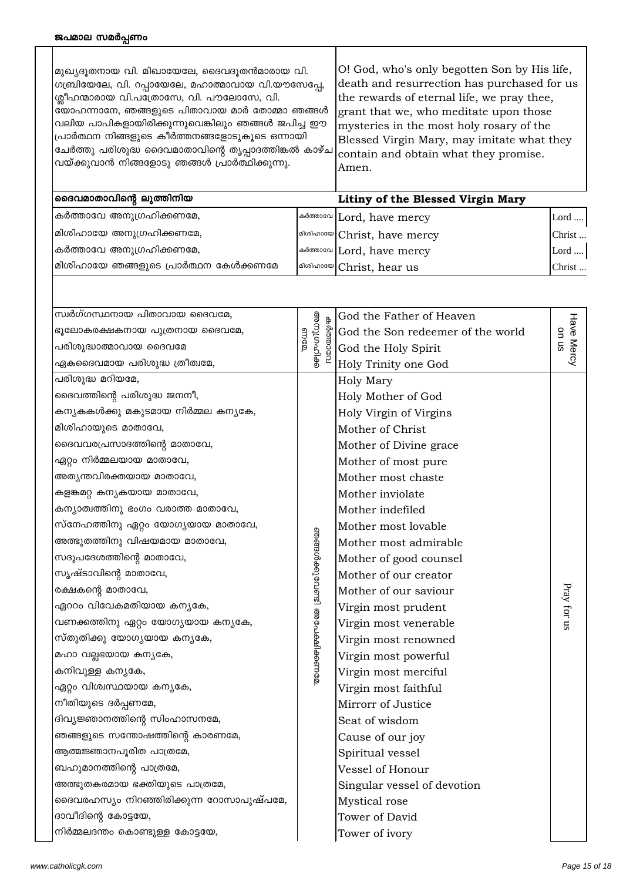| മുഖ്യദൂതനായ വി. മിഖായേലേ, ദൈവദൂതൻമാരായ വി. ഗബ്രിയേലേ, വി. റപ്പായേലേ, മഹാത്മാവായ വി.യൗസേപ്പേ, ശ്ലീഹന്മാരായ വി.പത്രോസേ, വി. പൗലോസേ, വി. യോഹന്നാനേ, ഞങ്ങളുടെ പിതാവായ മാർ തോമ്മാ ഞങ്ങൾ വലിയ പാപികളായിരിക്കുന്നുവെങ്കിലും ഞങ്ങൾ ജപിച്ച ഈ പ്രാർത്ഥന നിങ്ങളുടെ കീർത്തനങ്ങളോടുകൂടെ ഒന്നായി ചേർത്തു പരിശുദ്ധ ദൈവമാതാവിന്റെ തൃപ്പാദത്തിങ്കൽ കാഴ്ച വയ്ക്കുവാൻ നിങ്ങളോടു ഞങ്ങൾ പ്രാർത്ഥിക്കുന്നു. | O! God, who's only begotten Son by His life, death and resurrection has purchased for us the rewards of eternal life, we pray thee, grant that we, who meditate upon those mysteries in the most holy rosary of the Blessed Virgin Mary, may imitate what they contain and obtain what they promise. Amen. |
|---|---|

| ദൈവമാതാവിന്റെ ലുത്തിനിയ | | **Litiny of the Blessed Virgin Mary** | |
|---|---|---|---|
| കർത്താവേ അനുഗ്രഹിക്കണമേ, | കർത്താവേ | Lord, have mercy | Lord .... |
| മിശിഹായേ അനുഗ്രഹിക്കണമേ, | മിശിഹായേ | Christ, have mercy | Christ ... |
| കർത്താവേ അനുഗ്രഹിക്കണമേ, | കർത്താവേ | Lord, have mercy | Lord .... |
| മിശിഹായേ ഞങ്ങളുടെ പ്രാർത്ഥന കേൾക്കണമേ | മിശിഹായേ | Christ, hear us | Christ ... |

| | | | |
|---|---|---|---|
| സ്വർഗ്ഗസ്ഥനായ പിതാവായ ദൈവമേ, | കർത്താവേ അനുഗ്രഹിക്കണമേ, | God the Father of Heaven | Have Mercy on us |
| ഭൂലോകരക്ഷകനായ പുത്രനായ ദൈവമേ, | | God the Son redeemer of the world | |
| പരിശുദ്ധാത്മാവായ ദൈവമേ | | God the Holy Spirit | |
| ഏകദൈവമായ പരിശുദ്ധ ത്രീത്വമേ, | | Holy Trinity one God | |
| പരിശുദ്ധ മറിയമേ, | ഞങ്ങൾക്കുവേണ്ടി അപേക്ഷിക്കണമേ. | Holy Mary | Pray for us |
| ദൈവത്തിന്റെ പരിശുദ്ധ ജനനീ, | | Holy Mother of God | |
| കന്യകകൾക്കു മകുടമായ നിർമ്മല കന്യകേ, | | Holy Virgin of Virgins | |
| മിശിഹായുടെ മാതാവേ, | | Mother of Christ | |
| ദൈവവരപ്രസാദത്തിന്റെ മാതാവേ, | | Mother of Divine grace | |
| ഏറ്റം നിർമ്മലയായ മാതാവേ, | | Mother of most pure | |
| അത്യന്തവിരക്തയായ മാതാവേ, | | Mother most chaste | |
| കളങ്കമറ്റ കന്യകയായ മാതാവേ, | | Mother inviolate | |
| കന്യാത്വത്തിനു ഭംഗം വരാത്ത മാതാവേ, | | Mother indefiled | |
| സ്നേഹത്തിനു ഏറ്റം യോഗ്യയായ മാതാവേ, | | Mother most lovable | |
| അത്ഭുതത്തിനു വിഷയമായ മാതാവേ, | | Mother most admirable | |
| സദുപദേശത്തിന്റെ മാതാവേ, | | Mother of good counsel | |
| സൃഷ്ടാവിന്റെ മാതാവേ, | | Mother of our creator | |
| രക്ഷകന്റെ മാതാവേ, | | Mother of our saviour | |
| ഏററം വിവേകമതിയായ കന്യകേ, | | Virgin most prudent | |
| വണക്കത്തിനു ഏറ്റം യോഗ്യയായ കന്യകേ, | | Virgin most venerable | |
| സ്തുതിക്കു യോഗ്യയായ കന്യകേ, | | Virgin most renowned | |
| മഹാ വല്ലഭയായ കന്യകേ, | | Virgin most powerful | |
| കനിവുള്ള കന്യകേ, | | Virgin most merciful | |
| ഏറ്റം വിശ്വസ്ഥയായ കന്യകേ, | | Virgin most faithful | |
| നീതിയുടെ ദർപ്പണമേ, | | Mirrorr of Justice | |
| ദിവ്യജ്ഞാനത്തിന്റെ സിംഹാസനമേ, | | Seat of wisdom | |
| ഞങ്ങളുടെ സന്തോഷത്തിന്റെ കാരണമേ, | | Cause of our joy | |
| ആത്മജ്ഞാനപൂരിത പാത്രമേ, | | Spiritual vessel | |
| ബഹുമാനത്തിന്റെ പാത്രമേ, | | Vessel of Honour | |
| അത്ഭുതകരമായ ഭക്തിയുടെ പാത്രമേ, | | Singular vessel of devotion | |
| ദൈവരഹസ്യം നിറഞ്ഞിരിക്കുന്ന റോസാപുഷ്പമേ, | | Mystical rose | |
| ദാവീദിന്റെ കോട്ടയേ, | | Tower of David | |
| നിർമ്മലദന്തം കൊണ്ടുള്ള കോട്ടയേ, | | Tower of ivory | |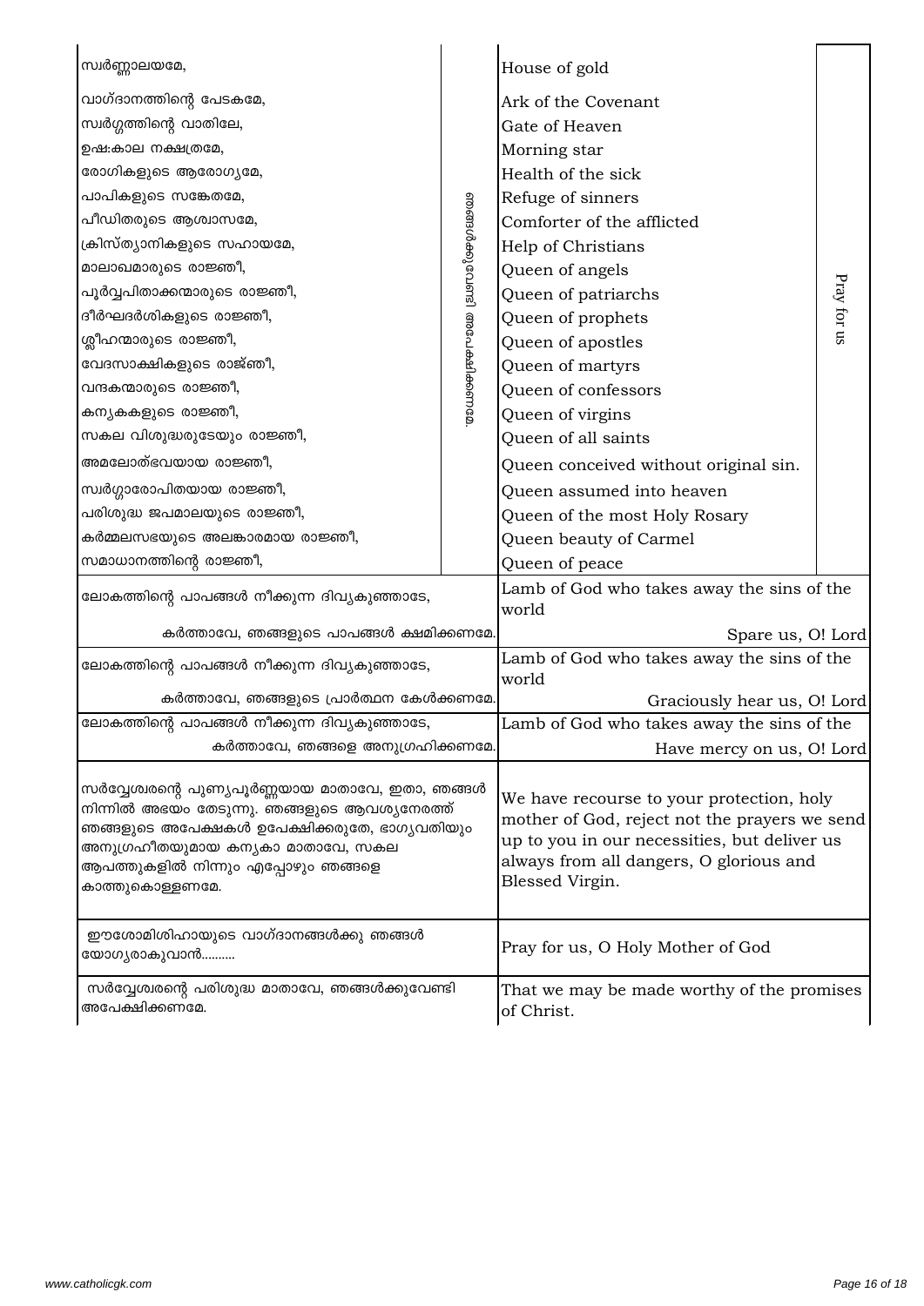| | | | |
|---|---|---|---|
| സ്വർണ്ണാലയമേ, | ഞങ്ങൾക്കുവേണ്ടി അപേക്ഷിക്കണമേ. | House of gold | Pray for us |
| വാഗ്ദാനത്തിന്റെ പേടകമേ, | | Ark of the Covenant | |
| സ്വർഗ്ഗത്തിന്റെ വാതിലേ, | | Gate of Heaven | |
| ഉഷ:കാല നക്ഷത്രമേ, | | Morning star | |
| രോഗികളുടെ ആരോഗ്യമേ, | | Health of the sick | |
| പാപികളുടെ സങ്കേതമേ, | | Refuge of sinners | |
| പീഡിതരുടെ ആശ്വാസമേ, | | Comforter of the afflicted | |
| ക്രിസ്ത്യാനികളുടെ സഹായമേ, | | Help of Christians | |
| മാലാഖമാരുടെ രാജ്ഞീ, | | Queen of angels | |
| പൂർവ്വപിതാക്കന്മാരുടെ രാജ്ഞീ, | | Queen of patriarchs | |
| ദീർഘദർശികളുടെ രാജ്ഞീ, | | Queen of prophets | |
| ശ്ലീഹന്മാരുടെ രാജ്ഞീ, | | Queen of apostles | |
| വേദസാക്ഷികളുടെ രാജ്ഞീ, | | Queen of martyrs | |
| വന്ദകന്മാരുടെ രാജ്ഞീ, | | Queen of confessors | |
| കന്യകകളുടെ രാജ്ഞീ, | | Queen of virgins | |
| സകല വിശുദ്ധരുടേയും രാജ്ഞീ, | | Queen of all saints | |
| അമലോത്ഭവയായ രാജ്ഞീ, | | Queen conceived without original sin. | |
| സ്വർഗ്ഗാരോപിതയായ രാജ്ഞീ, | | Queen assumed into heaven | |
| പരിശുദ്ധ ജപമാലയുടെ രാജ്ഞീ, | | Queen of the most Holy Rosary | |
| കർമ്മലസഭയുടെ അലങ്കാരമായ രാജ്ഞീ, | | Queen beauty of Carmel | |
| സമാധാനത്തിന്റെ രാജ്ഞീ, | | Queen of peace | |

| | |
|---|---|
| ലോകത്തിന്റെ പാപങ്ങൾ നീക്കുന്ന ദിവ്യകുഞ്ഞാടേ, | Lamb of God who takes away the sins of the world |
| കർത്താവേ, ഞങ്ങളുടെ പാപങ്ങൾ ക്ഷമിക്കണമേ. | Spare us, O! Lord |
| ലോകത്തിന്റെ പാപങ്ങൾ നീക്കുന്ന ദിവ്യകുഞ്ഞാടേ, | Lamb of God who takes away the sins of the world |
| കർത്താവേ, ഞങ്ങളുടെ പ്രാർത്ഥന കേൾക്കണമേ. | Graciously hear us, O! Lord |
| ലോകത്തിന്റെ പാപങ്ങൾ നീക്കുന്ന ദിവ്യകുഞ്ഞാടേ, | Lamb of God who takes away the sins of the |
| കർത്താവേ, ഞങ്ങളെ അനുഗ്രഹിക്കണമേ. | Have mercy on us, O! Lord |
| സർവ്വേശ്വരന്റെ പുണ്യപൂർണ്ണയായ മാതാവേ, ഇതാ, ഞങ്ങൾ നിന്നിൽ അഭയം തേടുന്നു. ഞങ്ങളുടെ ആവശ്യനേരത്ത് ഞങ്ങളുടെ അപേക്ഷകൾ ഉപേക്ഷിക്കരുതേ, ഭാഗ്യവതിയും അനുഗ്രഹീതയുമായ കന്യകാ മാതാവേ, സകല ആപത്തുകളിൽ നിന്നും എപ്പോഴും ഞങ്ങളെ കാത്തുകൊള്ളണമേ. | We have recourse to your protection, holy mother of God, reject not the prayers we send up to you in our necessities, but deliver us always from all dangers, O glorious and Blessed Virgin. |
| ഈശോമിശിഹായുടെ വാഗ്ദാനങ്ങൾക്കു ഞങ്ങൾ യോഗ്യരാകുവാൻ.......... | Pray for us, O Holy Mother of God |
| സർവ്വേശ്വരന്റെ പരിശുദ്ധ മാതാവേ, ഞങ്ങൾക്കുവേണ്ടി അപേക്ഷിക്കണമേ. | That we may be made worthy of the promises of Christ. |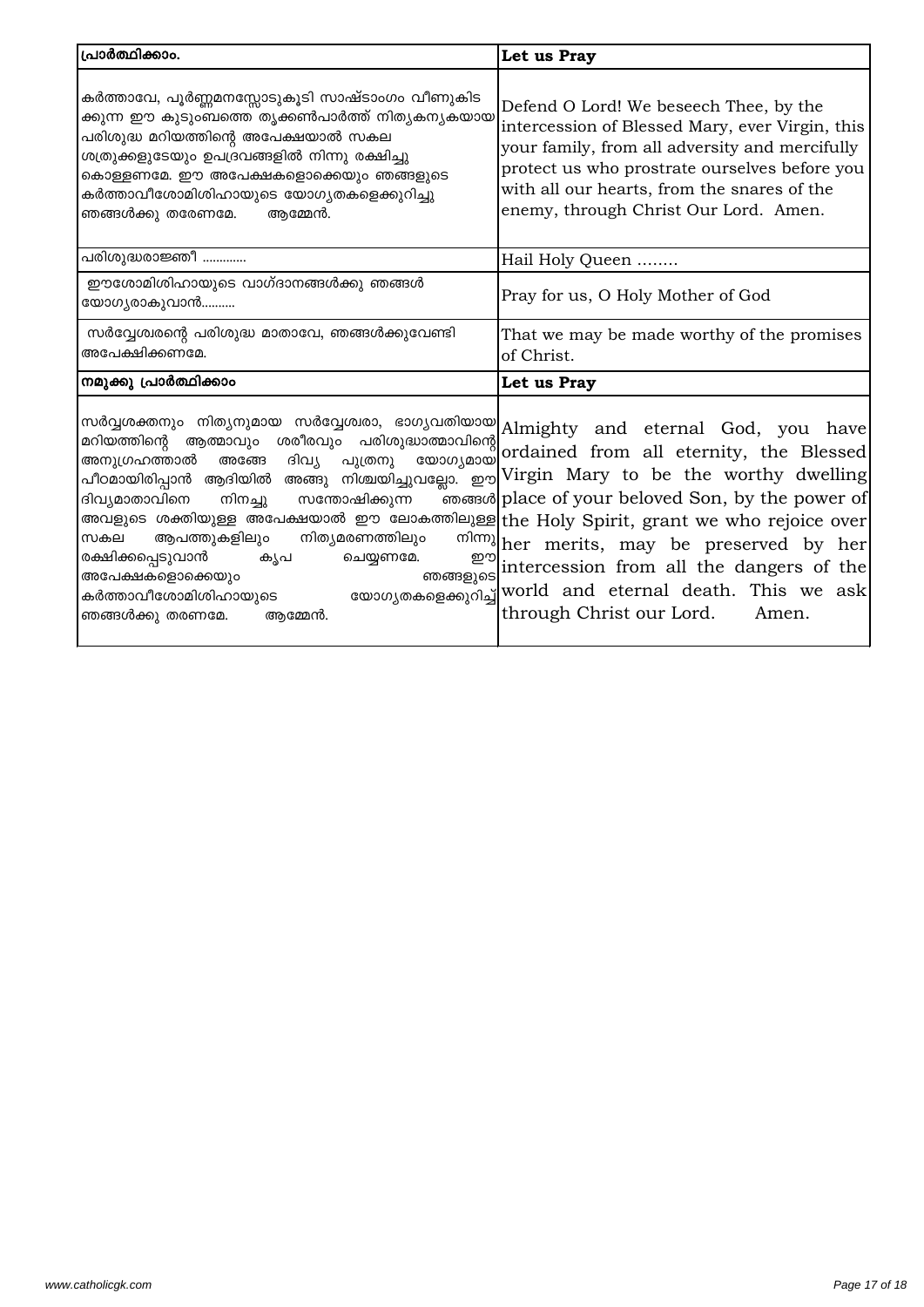| പ്രാർത്ഥിക്കാം. | **Let us Pray** |
|---|---|
| കർത്താവേ, പൂർണ്ണമനസ്സോടുകൂടി സാഷ്ടാംഗം വീണുകിട ക്കുന്ന ഈ കുടുംബത്തെ തൃക്കൺപാർത്ത് നിത്യകന്യകയായ പരിശുദ്ധ മറിയത്തിന്റെ അപേക്ഷയാൽ സകല ശത്രുക്കളുടേയും ഉപദ്രവങ്ങളിൽ നിന്നു രക്ഷിച്ചു കൊള്ളണമേ. ഈ അപേക്ഷകളൊക്കെയും ഞങ്ങളുടെ കർത്താവീശോമിശിഹായുടെ യോഗ്യതകളെക്കുറിച്ചു ഞങ്ങൾക്കു തരേണമേ. ആമ്മേൻ. | Defend O Lord! We beseech Thee, by the intercession of Blessed Mary, ever Virgin, this your family, from all adversity and mercifully protect us who prostrate ourselves before you with all our hearts, from the snares of the enemy, through Christ Our Lord. Amen. |
| പരിശുദ്ധരാജ്ഞീ ............ | Hail Holy Queen ........ |
| ഈശോമിശിഹായുടെ വാഗ്ദാനങ്ങൾക്കു ഞങ്ങൾ യോഗ്യരാകുവാൻ.......... | Pray for us, O Holy Mother of God |
| സർവ്വേശ്വരന്റെ പരിശുദ്ധ മാതാവേ, ഞങ്ങൾക്കുവേണ്ടി അപേക്ഷിക്കണമേ. | That we may be made worthy of the promises of Christ. |
| **നമുക്കു പ്രാർത്ഥിക്കാം** | **Let us Pray** |
| സർവ്വശക്തനും നിത്യനുമായ സർവ്വേശ്വരാ, ഭാഗ്യവതിയായ മറിയത്തിന്റെ ആത്മാവും ശരീരവും പരിശുദ്ധാത്മാവിന്റെ അനുഗ്രഹത്താൽ അങ്ങേ ദിവ്യ പുത്രനു യോഗ്യമായ പീഠമായിരിപ്പാൻ ആദിയിൽ അങ്ങു നിശ്ചയിച്ചുവല്ലോ. ഈ ദിവ്യമാതാവിനെ നിനച്ചു സന്തോഷിക്കുന്ന ഞങ്ങൾ അവളുടെ ശക്തിയുള്ള അപേക്ഷയാൽ ഈ ലോകത്തിലുള്ള സകല ആപത്തുകളിലും നിത്യമരണത്തിലും നിന്നു രക്ഷിക്കപ്പെടുവാൻ കൃപ ചെയ്യണമേ. ഈ അപേക്ഷകളൊക്കെയും ഞങ്ങളുടെ കർത്താവീശോമിശിഹായുടെ യോഗ്യതകളെക്കുറിച്ച് ഞങ്ങൾക്കു തരണമേ. ആമ്മേൻ. | Almighty and eternal God, you have ordained from all eternity, the Blessed Virgin Mary to be the worthy dwelling place of your beloved Son, by the power of the Holy Spirit, grant we who rejoice over her merits, may be preserved by her intercession from all the dangers of the world and eternal death. This we ask through Christ our Lord. Amen. |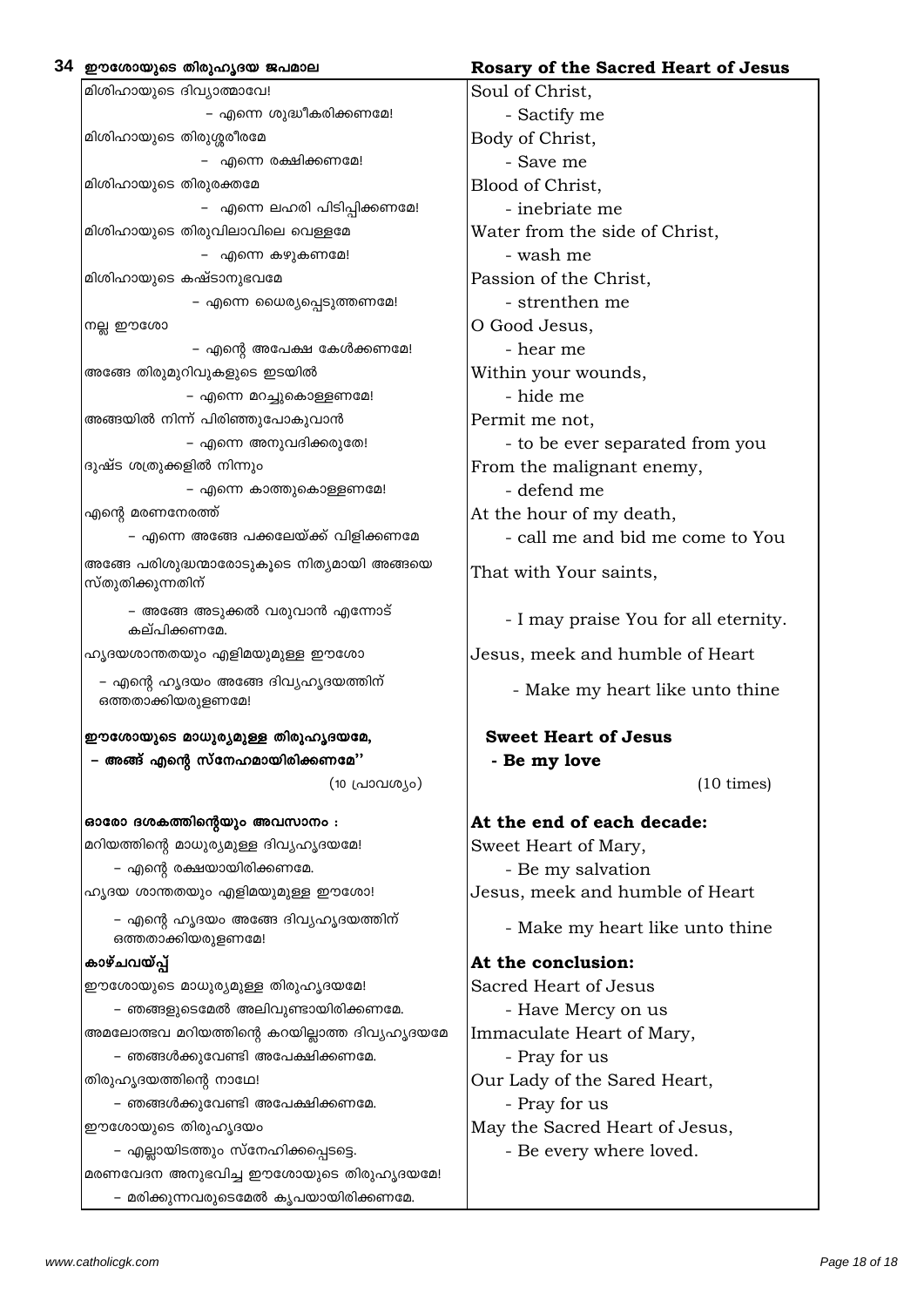| ഈശോയുടെ തിരുഹൃദയ ജപമാല | **Rosary of the Sacred Heart of Jesus** |
|---|---|
| മിശിഹായുടെ ദിവ്യാത്മാവേ! | Soul of Christ, |
| – എന്നെ ശുദ്ധീകരിക്കണമേ! | - Sactify me |
| മിശിഹായുടെ തിരുശ്ശരീരമേ | Body of Christ, |
| – എന്നെ രക്ഷിക്കണമേ! | - Save me |
| മിശിഹായുടെ തിരുരക്തമേ | Blood of Christ, |
| – എന്നെ ലഹരി പിടിപ്പിക്കണമേ! | - inebriate me |
| മിശിഹായുടെ തിരുവിലാവിലെ വെള്ളമേ | Water from the side of Christ, |
| – എന്നെ കഴുകണമേ! | - wash me |
| മിശിഹായുടെ കഷ്ടാനുഭവമേ | Passion of the Christ, |
| – എന്നെ ധൈര്യപ്പെടുത്തണമേ! | - strenthen me |
| നല്ല ഈശോ | O Good Jesus, |
| – എന്റെ അപേക്ഷ കേൾക്കണമേ! | - hear me |
| അങ്ങേ തിരുമുറിവുകളുടെ ഇടയിൽ | Within your wounds, |
| – എന്നെ മറച്ചുകൊള്ളണമേ! | - hide me |
| അങ്ങയിൽ നിന്ന് പിരിഞ്ഞുപോകുവാൻ | Permit me not, |
| – എന്നെ അനുവദിക്കരുതേ! | - to be ever separated from you |
| ദുഷ്ട ശത്രുക്കളിൽ നിന്നും | From the malignant enemy, |
| – എന്നെ കാത്തുകൊള്ളണമേ! | - defend me |
| എന്റെ മരണനേരത്ത് | At the hour of my death, |
| – എന്നെ അങ്ങേ പക്കലേയ്ക്ക് വിളിക്കണമേ | - call me and bid me come to You |
| അങ്ങേ പരിശുദ്ധന്മാരോടുകൂടെ നിത്യമായി അങ്ങയെ സ്തുതിക്കുന്നതിന് | That with Your saints, |
| – അങ്ങേ അടുക്കൽ വരുവാൻ എന്നോട് കല്പിക്കണമേ. | - I may praise You for all eternity. |
| ഹൃദയശാന്തതയും എളിമയുമുള്ള ഈശോ | Jesus, meek and humble of Heart |
| – എന്റെ ഹൃദയം അങ്ങേ ദിവ്യഹൃദയത്തിന് ഒത്തതാക്കിയരുളണമേ! | - Make my heart like unto thine |
| **ഈശോയുടെ മാധുര്യമുള്ള തിരുഹൃദയമേ,** | **Sweet Heart of Jesus** |
| **– അങ്ങ് എന്റെ സ്നേഹമായിരിക്കണമേ''** | **- Be my love** |
| (10 പ്രാവശ്യം) | (10 times) |
| **ഓരോ ദശകത്തിന്റെയും അവസാനം :** | **At the end of each decade:** |
| മറിയത്തിന്റെ മാധുര്യമുള്ള ദിവ്യഹൃദയമേ! | Sweet Heart of Mary, |
| – എന്റെ രക്ഷയായിരിക്കണമേ. | - Be my salvation |
| ഹൃദയ ശാന്തതയും എളിമയുമുള്ള ഈശോ! | Jesus, meek and humble of Heart |
| – എന്റെ ഹൃദയം അങ്ങേ ദിവ്യഹൃദയത്തിന് ഒത്തതാക്കിയരുളണമേ! | - Make my heart like unto thine |
| **കാഴ്ചവയ്പ്പ്** | **At the conclusion:** |
| ഈശോയുടെ മാധുര്യമുള്ള തിരുഹൃദയമേ! | Sacred Heart of Jesus |
| – ഞങ്ങളുടെമേൽ അലിവുണ്ടായിരിക്കണമേ. | - Have Mercy on us |
| അമലോത്ഭവ മറിയത്തിന്റെ കറയില്ലാത്ത ദിവ്യഹൃദയമേ | Immaculate Heart of Mary, |
| – ഞങ്ങൾക്കുവേണ്ടി അപേക്ഷിക്കണമേ. | - Pray for us |
| തിരുഹൃദയത്തിന്റെ നാഥേ! | Our Lady of the Sared Heart, |
| – ഞങ്ങൾക്കുവേണ്ടി അപേക്ഷിക്കണമേ. | - Pray for us |
| ഈശോയുടെ തിരുഹൃദയം | May the Sacred Heart of Jesus, |
| – എല്ലായിടത്തും സ്നേഹിക്കപ്പെടട്ടെ. | - Be every where loved. |
| മരണവേദന അനുഭവിച്ച ഈശോയുടെ തിരുഹൃദയമേ! | |
| – മരിക്കുന്നവരുടെമേൽ കൃപയായിരിക്കണമേ. | |